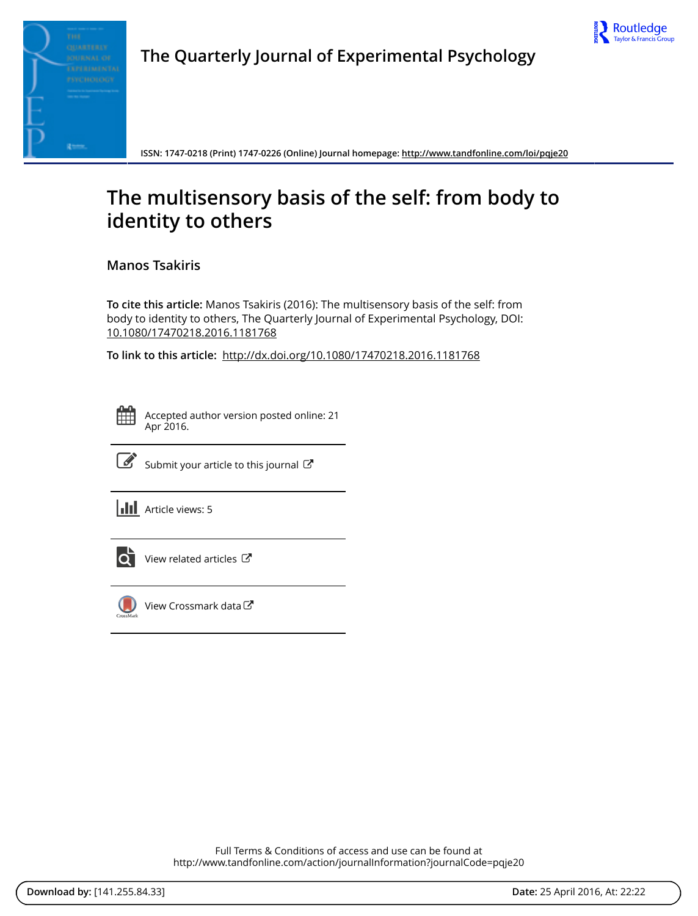# The Quarterly Journal of Experimental Psychology

**ISSN: 1747-0218 (Print) 1747-0226 (Online) Journal homepage:** http://www.tandfonline.com/loi/pqje20

# The multisensory basis of the self: from body to identity to others

## Manos Tsakiris

**To cite this article:** Manos Tsakiris (2016): The multisensory basis of the self: from body to identity to others, The Quarterly Journal of Experimental Psychology, DOI: 10.1080/17470218.2016.1181768

**To link to this article:** http://dx.doi.org/10.1080/17470218.2016.1181768

Accepted author version posted online: 21 Apr 2016.

Submit your article to this journal

Article views: 5

View related articles

View Crossmark data

Full Terms & Conditions of access and use can be found at
http://www.tandfonline.com/action/journalInformation?journalCode=pqje20

**Download by:** [141.255.84.33] **Date:** 25 April 2016, At: 22:22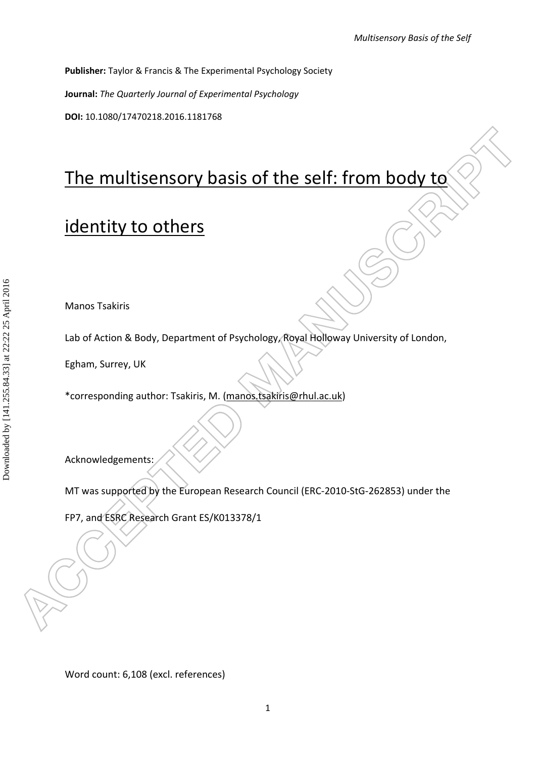**Publisher:** Taylor & Francis & The Experimental Psychology Society

**Journal:** *The Quarterly Journal of Experimental Psychology*

**DOI:** 10.1080/17470218.2016.1181768

# The multisensory basis of the self: from body to identity to others

Manos Tsakiris

Lab of Action & Body, Department of Psychology, Royal Holloway University of London, Egham, Surrey, UK

*corresponding author: Tsakiris, M. (manos.tsakiris@rhul.ac.uk)

Acknowledgements:

MT was supported by the European Research Council (ERC-2010-StG-262853) under the FP7, and ESRC Research Grant ES/K013378/1

Word count: 6,108 (excl. references)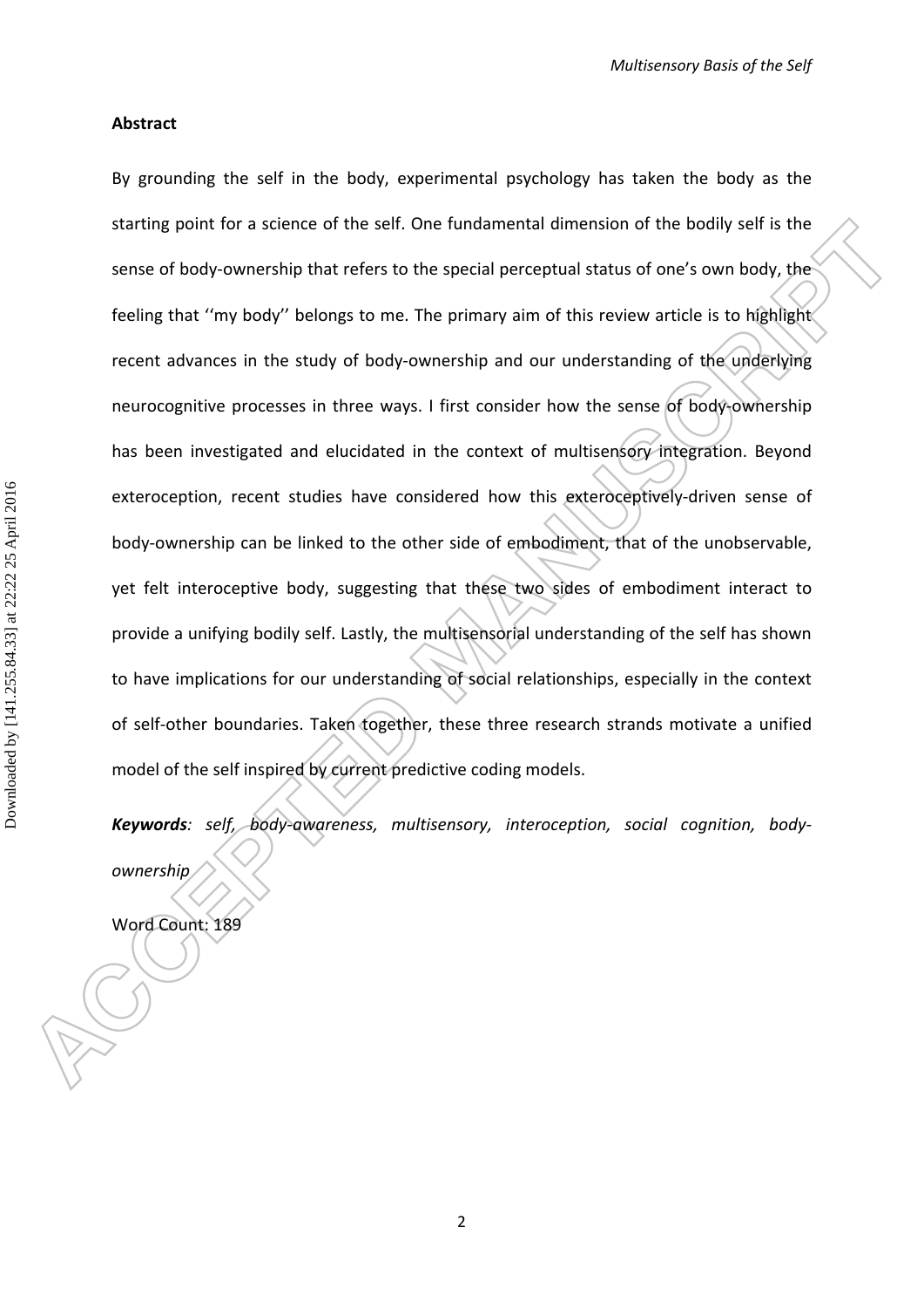## Abstract

By grounding the self in the body, experimental psychology has taken the body as the starting point for a science of the self. One fundamental dimension of the bodily self is the sense of body-ownership that refers to the special perceptual status of one's own body, the feeling that ''my body'' belongs to me. The primary aim of this review article is to highlight recent advances in the study of body-ownership and our understanding of the underlying neurocognitive processes in three ways. I first consider how the sense of body-ownership has been investigated and elucidated in the context of multisensory integration. Beyond exteroception, recent studies have considered how this exteroceptively-driven sense of body-ownership can be linked to the other side of embodiment, that of the unobservable, yet felt interoceptive body, suggesting that these two sides of embodiment interact to provide a unifying bodily self. Lastly, the multisensorial understanding of the self has shown to have implications for our understanding of social relationships, especially in the context of self-other boundaries. Taken together, these three research strands motivate a unified model of the self inspired by current predictive coding models.

***Keywords**: self, body-awareness, multisensory, interoception, social cognition, body-ownership*

Word Count: 189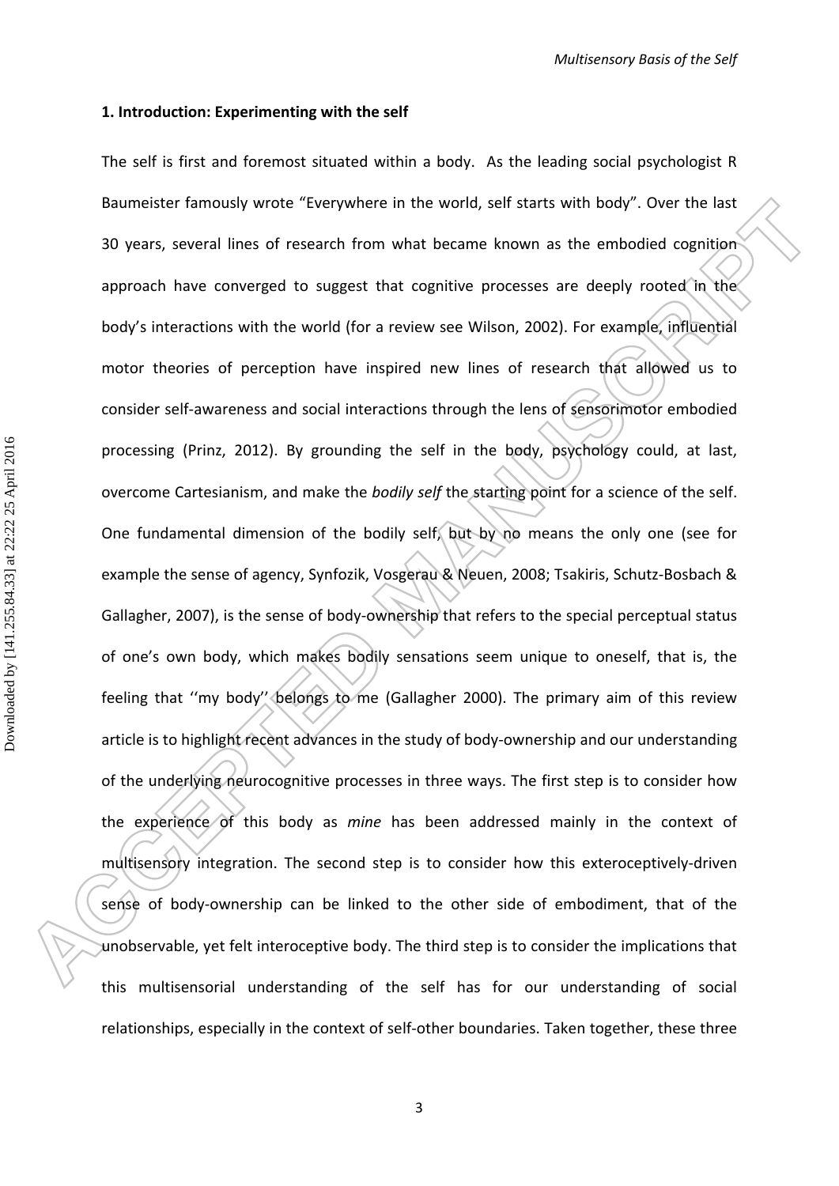### 1. Introduction: Experimenting with the self

The self is first and foremost situated within a body. As the leading social psychologist R Baumeister famously wrote "Everywhere in the world, self starts with body". Over the last 30 years, several lines of research from what became known as the embodied cognition approach have converged to suggest that cognitive processes are deeply rooted in the body's interactions with the world (for a review see Wilson, 2002). For example, influential motor theories of perception have inspired new lines of research that allowed us to consider self-awareness and social interactions through the lens of sensorimotor embodied processing (Prinz, 2012). By grounding the self in the body, psychology could, at last, overcome Cartesianism, and make the *bodily self* the starting point for a science of the self. One fundamental dimension of the bodily self, but by no means the only one (see for example the sense of agency, Synfozik, Vosgerau & Neuen, 2008; Tsakiris, Schutz-Bosbach & Gallagher, 2007), is the sense of body-ownership that refers to the special perceptual status of one's own body, which makes bodily sensations seem unique to oneself, that is, the feeling that ''my body'' belongs to me (Gallagher 2000). The primary aim of this review article is to highlight recent advances in the study of body-ownership and our understanding of the underlying neurocognitive processes in three ways. The first step is to consider how the experience of this body as *mine* has been addressed mainly in the context of multisensory integration. The second step is to consider how this exteroceptively-driven sense of body-ownership can be linked to the other side of embodiment, that of the unobservable, yet felt interoceptive body. The third step is to consider the implications that this multisensorial understanding of the self has for our understanding of social relationships, especially in the context of self-other boundaries. Taken together, these three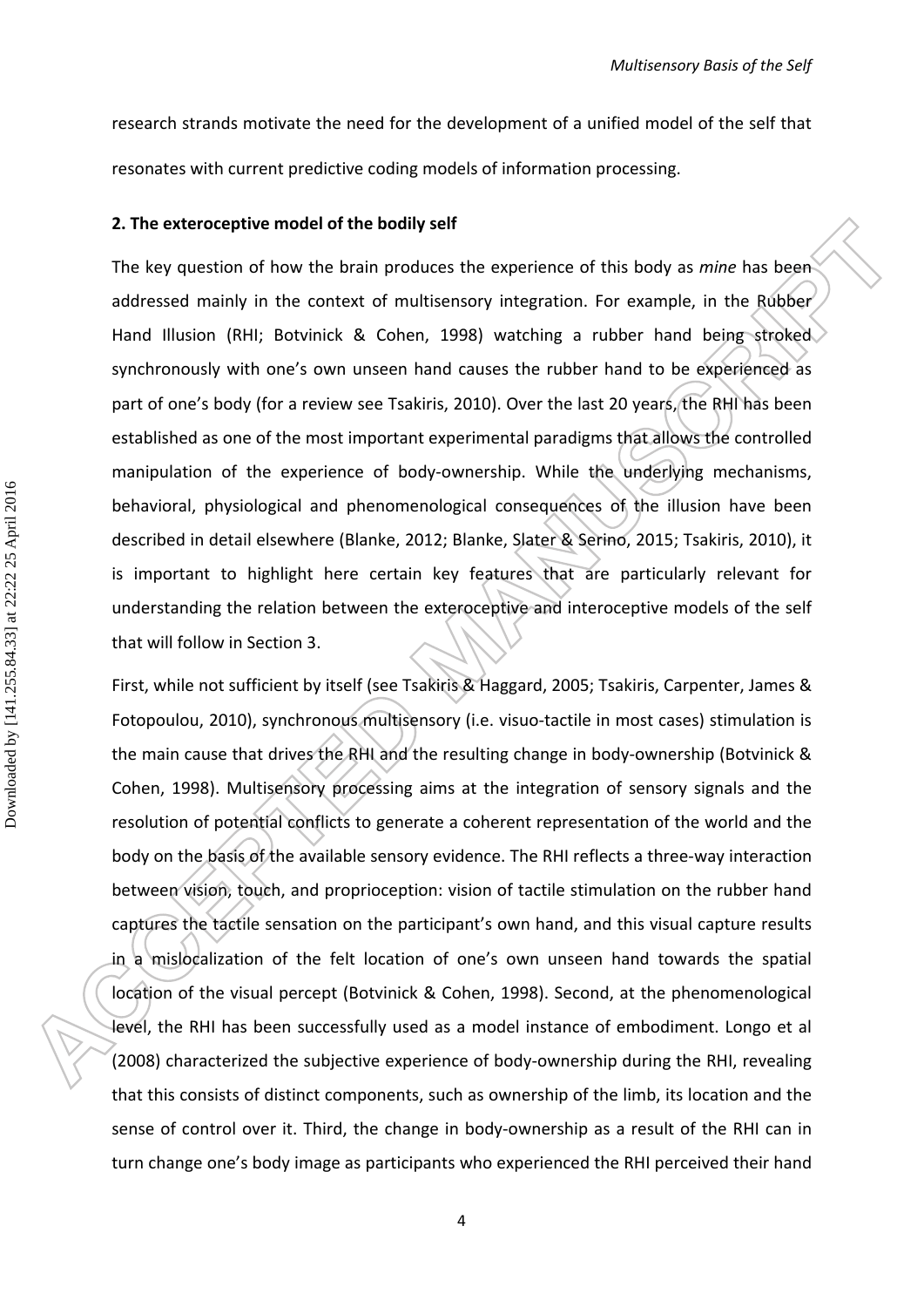research strands motivate the need for the development of a unified model of the self that resonates with current predictive coding models of information processing.

**2. The exteroceptive model of the bodily self**

The key question of how the brain produces the experience of this body as *mine* has been addressed mainly in the context of multisensory integration. For example, in the Rubber Hand Illusion (RHI; Botvinick & Cohen, 1998) watching a rubber hand being stroked synchronously with one's own unseen hand causes the rubber hand to be experienced as part of one's body (for a review see Tsakiris, 2010). Over the last 20 years, the RHI has been established as one of the most important experimental paradigms that allows the controlled manipulation of the experience of body-ownership. While the underlying mechanisms, behavioral, physiological and phenomenological consequences of the illusion have been described in detail elsewhere (Blanke, 2012; Blanke, Slater & Serino, 2015; Tsakiris, 2010), it is important to highlight here certain key features that are particularly relevant for understanding the relation between the exteroceptive and interoceptive models of the self that will follow in Section 3.

First, while not sufficient by itself (see Tsakiris & Haggard, 2005; Tsakiris, Carpenter, James & Fotopoulou, 2010), synchronous multisensory (i.e. visuo-tactile in most cases) stimulation is the main cause that drives the RHI and the resulting change in body-ownership (Botvinick & Cohen, 1998). Multisensory processing aims at the integration of sensory signals and the resolution of potential conflicts to generate a coherent representation of the world and the body on the basis of the available sensory evidence. The RHI reflects a three-way interaction between vision, touch, and proprioception: vision of tactile stimulation on the rubber hand captures the tactile sensation on the participant's own hand, and this visual capture results in a mislocalization of the felt location of one's own unseen hand towards the spatial location of the visual percept (Botvinick & Cohen, 1998). Second, at the phenomenological level, the RHI has been successfully used as a model instance of embodiment. Longo et al (2008) characterized the subjective experience of body-ownership during the RHI, revealing that this consists of distinct components, such as ownership of the limb, its location and the sense of control over it. Third, the change in body-ownership as a result of the RHI can in turn change one's body image as participants who experienced the RHI perceived their hand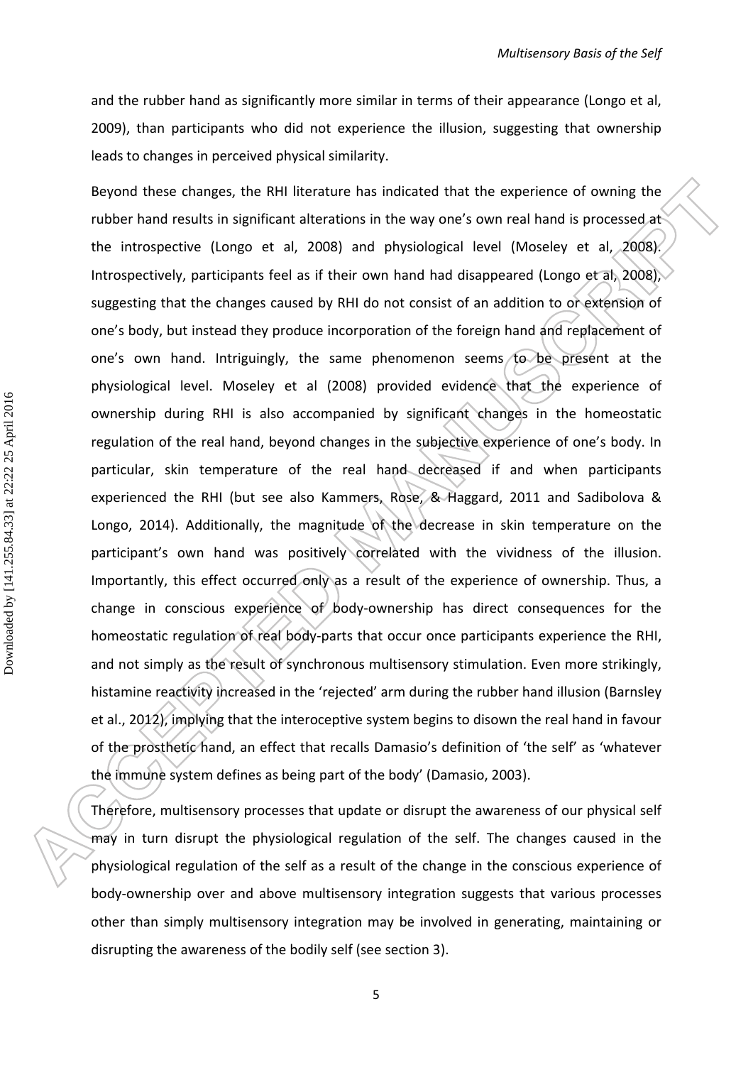and the rubber hand as significantly more similar in terms of their appearance (Longo et al, 2009), than participants who did not experience the illusion, suggesting that ownership leads to changes in perceived physical similarity.

Beyond these changes, the RHI literature has indicated that the experience of owning the rubber hand results in significant alterations in the way one's own real hand is processed at the introspective (Longo et al, 2008) and physiological level (Moseley et al, 2008). Introspectively, participants feel as if their own hand had disappeared (Longo et al, 2008), suggesting that the changes caused by RHI do not consist of an addition to or extension of one's body, but instead they produce incorporation of the foreign hand and replacement of one's own hand. Intriguingly, the same phenomenon seems to be present at the physiological level. Moseley et al (2008) provided evidence that the experience of ownership during RHI is also accompanied by significant changes in the homeostatic regulation of the real hand, beyond changes in the subjective experience of one's body. In particular, skin temperature of the real hand decreased if and when participants experienced the RHI (but see also Kammers, Rose, & Haggard, 2011 and Sadibolova & Longo, 2014). Additionally, the magnitude of the decrease in skin temperature on the participant's own hand was positively correlated with the vividness of the illusion. Importantly, this effect occurred only as a result of the experience of ownership. Thus, a change in conscious experience of body-ownership has direct consequences for the homeostatic regulation of real body-parts that occur once participants experience the RHI, and not simply as the result of synchronous multisensory stimulation. Even more strikingly, histamine reactivity increased in the 'rejected' arm during the rubber hand illusion (Barnsley et al., 2012), implying that the interoceptive system begins to disown the real hand in favour of the prosthetic hand, an effect that recalls Damasio's definition of 'the self' as 'whatever the immune system defines as being part of the body' (Damasio, 2003).

Therefore, multisensory processes that update or disrupt the awareness of our physical self may in turn disrupt the physiological regulation of the self. The changes caused in the physiological regulation of the self as a result of the change in the conscious experience of body-ownership over and above multisensory integration suggests that various processes other than simply multisensory integration may be involved in generating, maintaining or disrupting the awareness of the bodily self (see section 3).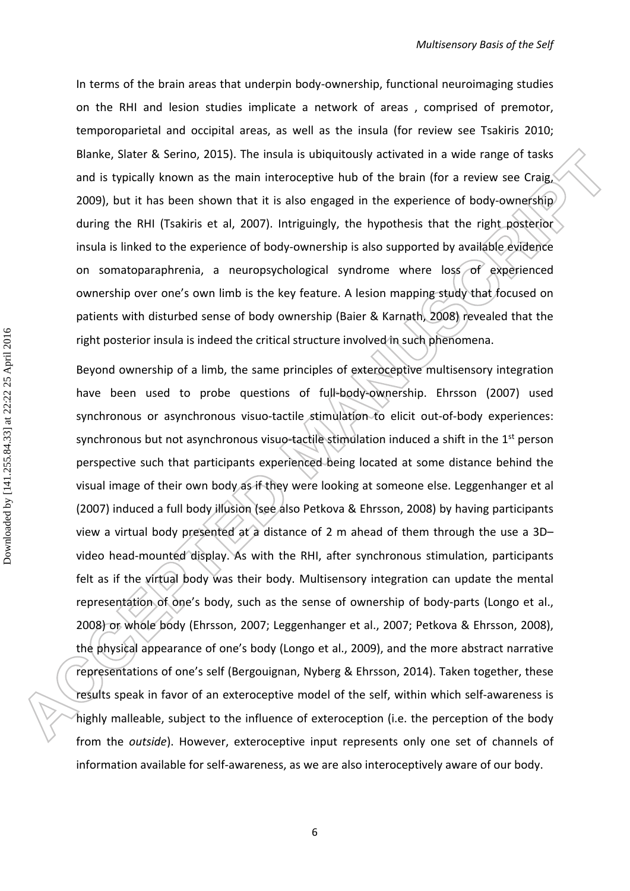In terms of the brain areas that underpin body-ownership, functional neuroimaging studies on the RHI and lesion studies implicate a network of areas , comprised of premotor, temporoparietal and occipital areas, as well as the insula (for review see Tsakiris 2010; Blanke, Slater & Serino, 2015). The insula is ubiquitously activated in a wide range of tasks and is typically known as the main interoceptive hub of the brain (for a review see Craig, 2009), but it has been shown that it is also engaged in the experience of body-ownership during the RHI (Tsakiris et al, 2007). Intriguingly, the hypothesis that the right posterior insula is linked to the experience of body-ownership is also supported by available evidence on somatoparaphrenia, a neuropsychological syndrome where loss of experienced ownership over one's own limb is the key feature. A lesion mapping study that focused on patients with disturbed sense of body ownership (Baier & Karnath, 2008) revealed that the right posterior insula is indeed the critical structure involved in such phenomena.

Beyond ownership of a limb, the same principles of exteroceptive multisensory integration have been used to probe questions of full-body-ownership. Ehrsson (2007) used synchronous or asynchronous visuo-tactile stimulation to elicit out-of-body experiences: synchronous but not asynchronous visuo-tactile stimulation induced a shift in the 1st person perspective such that participants experienced being located at some distance behind the visual image of their own body as if they were looking at someone else. Leggenhanger et al (2007) induced a full body illusion (see also Petkova & Ehrsson, 2008) by having participants view a virtual body presented at a distance of 2 m ahead of them through the use a 3D–video head-mounted display. As with the RHI, after synchronous stimulation, participants felt as if the virtual body was their body. Multisensory integration can update the mental representation of one's body, such as the sense of ownership of body-parts (Longo et al., 2008) or whole body (Ehrsson, 2007; Leggenhanger et al., 2007; Petkova & Ehrsson, 2008), the physical appearance of one's body (Longo et al., 2009), and the more abstract narrative representations of one's self (Bergouignan, Nyberg & Ehrsson, 2014). Taken together, these results speak in favor of an exteroceptive model of the self, within which self-awareness is highly malleable, subject to the influence of exteroception (i.e. the perception of the body from the *outside*). However, exteroceptive input represents only one set of channels of information available for self-awareness, as we are also interoceptively aware of our body.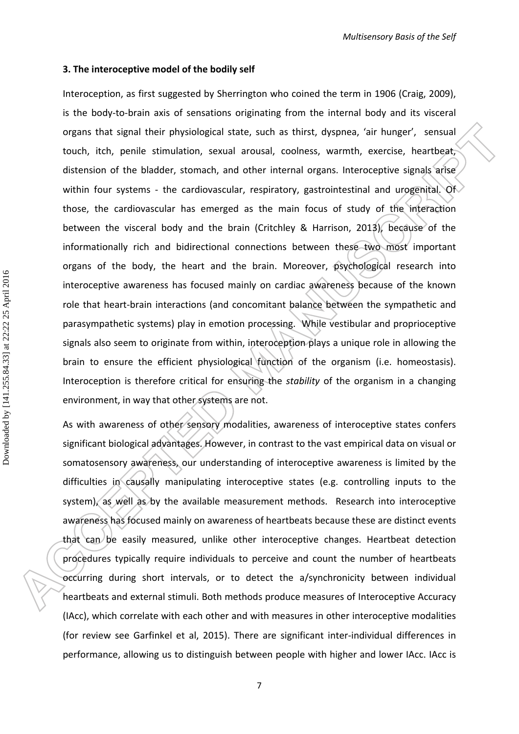### 3. The interoceptive model of the bodily self

Interoception, as first suggested by Sherrington who coined the term in 1906 (Craig, 2009), is the body-to-brain axis of sensations originating from the internal body and its visceral organs that signal their physiological state, such as thirst, dyspnea, 'air hunger', sensual touch, itch, penile stimulation, sexual arousal, coolness, warmth, exercise, heartbeat, distension of the bladder, stomach, and other internal organs. Interoceptive signals arise within four systems - the cardiovascular, respiratory, gastrointestinal and urogenital. Of those, the cardiovascular has emerged as the main focus of study of the interaction between the visceral body and the brain (Critchley & Harrison, 2013), because of the informationally rich and bidirectional connections between these two most important organs of the body, the heart and the brain. Moreover, psychological research into interoceptive awareness has focused mainly on cardiac awareness because of the known role that heart-brain interactions (and concomitant balance between the sympathetic and parasympathetic systems) play in emotion processing. While vestibular and proprioceptive signals also seem to originate from within, interoception plays a unique role in allowing the brain to ensure the efficient physiological function of the organism (i.e. homeostasis). Interoception is therefore critical for ensuring the *stability* of the organism in a changing environment, in way that other systems are not.

As with awareness of other sensory modalities, awareness of interoceptive states confers significant biological advantages. However, in contrast to the vast empirical data on visual or somatosensory awareness, our understanding of interoceptive awareness is limited by the difficulties in causally manipulating interoceptive states (e.g. controlling inputs to the system), as well as by the available measurement methods. Research into interoceptive awareness has focused mainly on awareness of heartbeats because these are distinct events that can be easily measured, unlike other interoceptive changes. Heartbeat detection procedures typically require individuals to perceive and count the number of heartbeats occurring during short intervals, or to detect the a/synchronicity between individual heartbeats and external stimuli. Both methods produce measures of Interoceptive Accuracy (IAcc), which correlate with each other and with measures in other interoceptive modalities (for review see Garfinkel et al, 2015). There are significant inter-individual differences in performance, allowing us to distinguish between people with higher and lower IAcc. IAcc is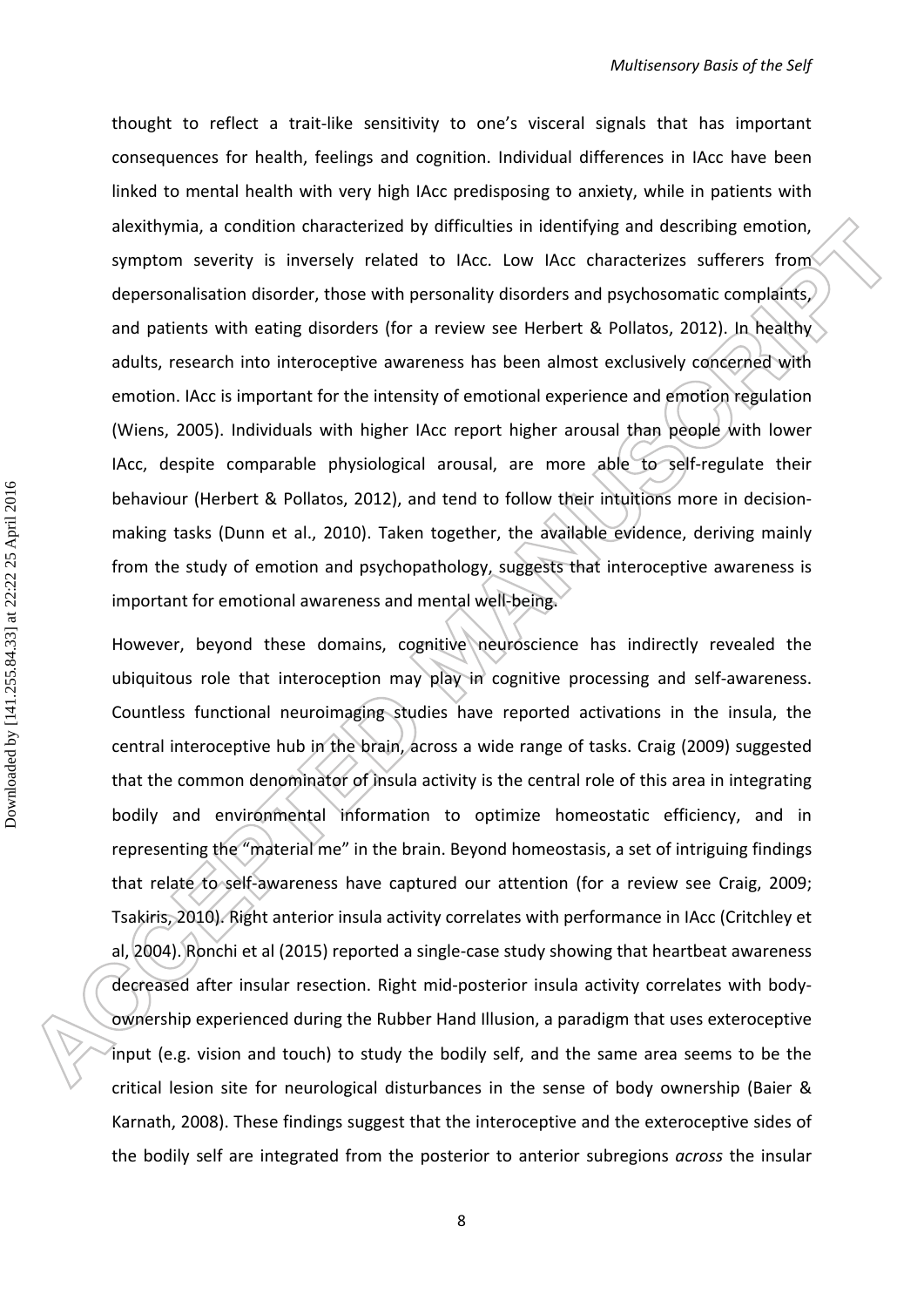thought to reflect a trait-like sensitivity to one's visceral signals that has important consequences for health, feelings and cognition. Individual differences in IAcc have been linked to mental health with very high IAcc predisposing to anxiety, while in patients with alexithymia, a condition characterized by difficulties in identifying and describing emotion, symptom severity is inversely related to IAcc. Low IAcc characterizes sufferers from depersonalisation disorder, those with personality disorders and psychosomatic complaints, and patients with eating disorders (for a review see Herbert & Pollatos, 2012). In healthy adults, research into interoceptive awareness has been almost exclusively concerned with emotion. IAcc is important for the intensity of emotional experience and emotion regulation (Wiens, 2005). Individuals with higher IAcc report higher arousal than people with lower IAcc, despite comparable physiological arousal, are more able to self-regulate their behaviour (Herbert & Pollatos, 2012), and tend to follow their intuitions more in decision-making tasks (Dunn et al., 2010). Taken together, the available evidence, deriving mainly from the study of emotion and psychopathology, suggests that interoceptive awareness is important for emotional awareness and mental well-being.

However, beyond these domains, cognitive neuroscience has indirectly revealed the ubiquitous role that interoception may play in cognitive processing and self-awareness. Countless functional neuroimaging studies have reported activations in the insula, the central interoceptive hub in the brain, across a wide range of tasks. Craig (2009) suggested that the common denominator of insula activity is the central role of this area in integrating bodily and environmental information to optimize homeostatic efficiency, and in representing the "material me" in the brain. Beyond homeostasis, a set of intriguing findings that relate to self-awareness have captured our attention (for a review see Craig, 2009; Tsakiris, 2010). Right anterior insula activity correlates with performance in IAcc (Critchley et al, 2004). Ronchi et al (2015) reported a single-case study showing that heartbeat awareness decreased after insular resection. Right mid-posterior insula activity correlates with body-ownership experienced during the Rubber Hand Illusion, a paradigm that uses exteroceptive input (e.g. vision and touch) to study the bodily self, and the same area seems to be the critical lesion site for neurological disturbances in the sense of body ownership (Baier & Karnath, 2008). These findings suggest that the interoceptive and the exteroceptive sides of the bodily self are integrated from the posterior to anterior subregions *across* the insular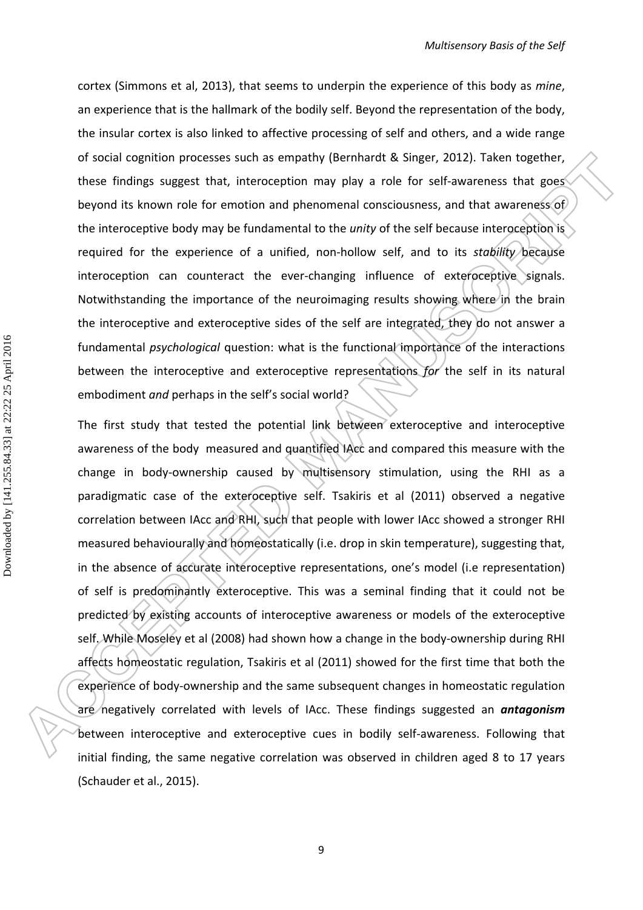cortex (Simmons et al, 2013), that seems to underpin the experience of this body as *mine*, an experience that is the hallmark of the bodily self. Beyond the representation of the body, the insular cortex is also linked to affective processing of self and others, and a wide range of social cognition processes such as empathy (Bernhardt & Singer, 2012). Taken together, these findings suggest that, interoception may play a role for self-awareness that goes beyond its known role for emotion and phenomenal consciousness, and that awareness of the interoceptive body may be fundamental to the *unity* of the self because interoception is required for the experience of a unified, non-hollow self, and to its *stability* because interoception can counteract the ever-changing influence of exteroceptive signals. Notwithstanding the importance of the neuroimaging results showing where in the brain the interoceptive and exteroceptive sides of the self are integrated, they do not answer a fundamental *psychological* question: what is the functional importance of the interactions between the interoceptive and exteroceptive representations *for* the self in its natural embodiment *and* perhaps in the self's social world?

The first study that tested the potential link between exteroceptive and interoceptive awareness of the body measured and quantified IAcc and compared this measure with the change in body-ownership caused by multisensory stimulation, using the RHI as a paradigmatic case of the exteroceptive self. Tsakiris et al (2011) observed a negative correlation between IAcc and RHI, such that people with lower IAcc showed a stronger RHI measured behaviourally and homeostatically (i.e. drop in skin temperature), suggesting that, in the absence of accurate interoceptive representations, one's model (i.e representation) of self is predominantly exteroceptive. This was a seminal finding that it could not be predicted by existing accounts of interoceptive awareness or models of the exteroceptive self. While Moseley et al (2008) had shown how a change in the body-ownership during RHI affects homeostatic regulation, Tsakiris et al (2011) showed for the first time that both the experience of body-ownership and the same subsequent changes in homeostatic regulation are negatively correlated with levels of IAcc. These findings suggested an ***antagonism*** between interoceptive and exteroceptive cues in bodily self-awareness. Following that initial finding, the same negative correlation was observed in children aged 8 to 17 years (Schauder et al., 2015).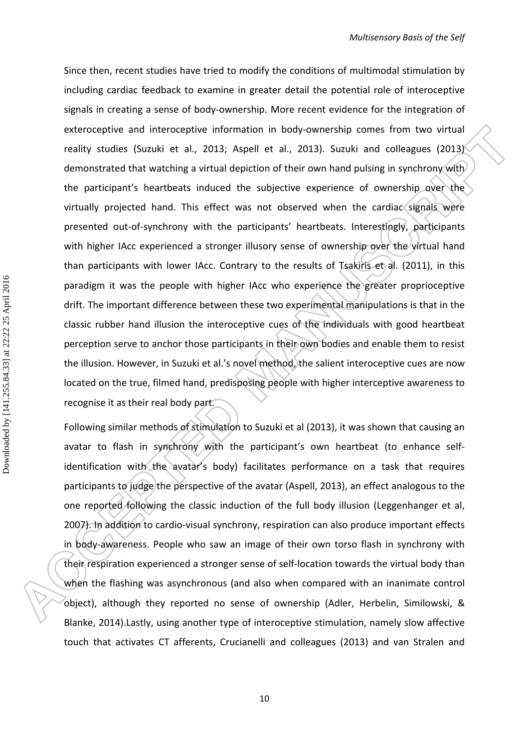Since then, recent studies have tried to modify the conditions of multimodal stimulation by including cardiac feedback to examine in greater detail the potential role of interoceptive signals in creating a sense of body-ownership. More recent evidence for the integration of exteroceptive and interoceptive information in body-ownership comes from two virtual reality studies (Suzuki et al., 2013; Aspell et al., 2013). Suzuki and colleagues (2013) demonstrated that watching a virtual depiction of their own hand pulsing in synchrony with the participant's heartbeats induced the subjective experience of ownership over the virtually projected hand. This effect was not observed when the cardiac signals were presented out-of-synchrony with the participants' heartbeats. Interestingly, participants with higher IAcc experienced a stronger illusory sense of ownership over the virtual hand than participants with lower IAcc. Contrary to the results of Tsakiris et al. (2011), in this paradigm it was the people with higher IAcc who experience the greater proprioceptive drift. The important difference between these two experimental manipulations is that in the classic rubber hand illusion the interoceptive cues of the individuals with good heartbeat perception serve to anchor those participants in their own bodies and enable them to resist the illusion. However, in Suzuki et al.'s novel method, the salient interoceptive cues are now located on the true, filmed hand, predisposing people with higher interceptive awareness to recognise it as their real body part.

Following similar methods of stimulation to Suzuki et al (2013), it was shown that causing an avatar to flash in synchrony with the participant's own heartbeat (to enhance self-identification with the avatar's body) facilitates performance on a task that requires participants to judge the perspective of the avatar (Aspell, 2013), an effect analogous to the one reported following the classic induction of the full body illusion (Leggenhanger et al, 2007). In addition to cardio-visual synchrony, respiration can also produce important effects in body-awareness. People who saw an image of their own torso flash in synchrony with their respiration experienced a stronger sense of self-location towards the virtual body than when the flashing was asynchronous (and also when compared with an inanimate control object), although they reported no sense of ownership (Adler, Herbelin, Similowski, & Blanke, 2014).Lastly, using another type of interoceptive stimulation, namely slow affective touch that activates CT afferents, Crucianelli and colleagues (2013) and van Stralen and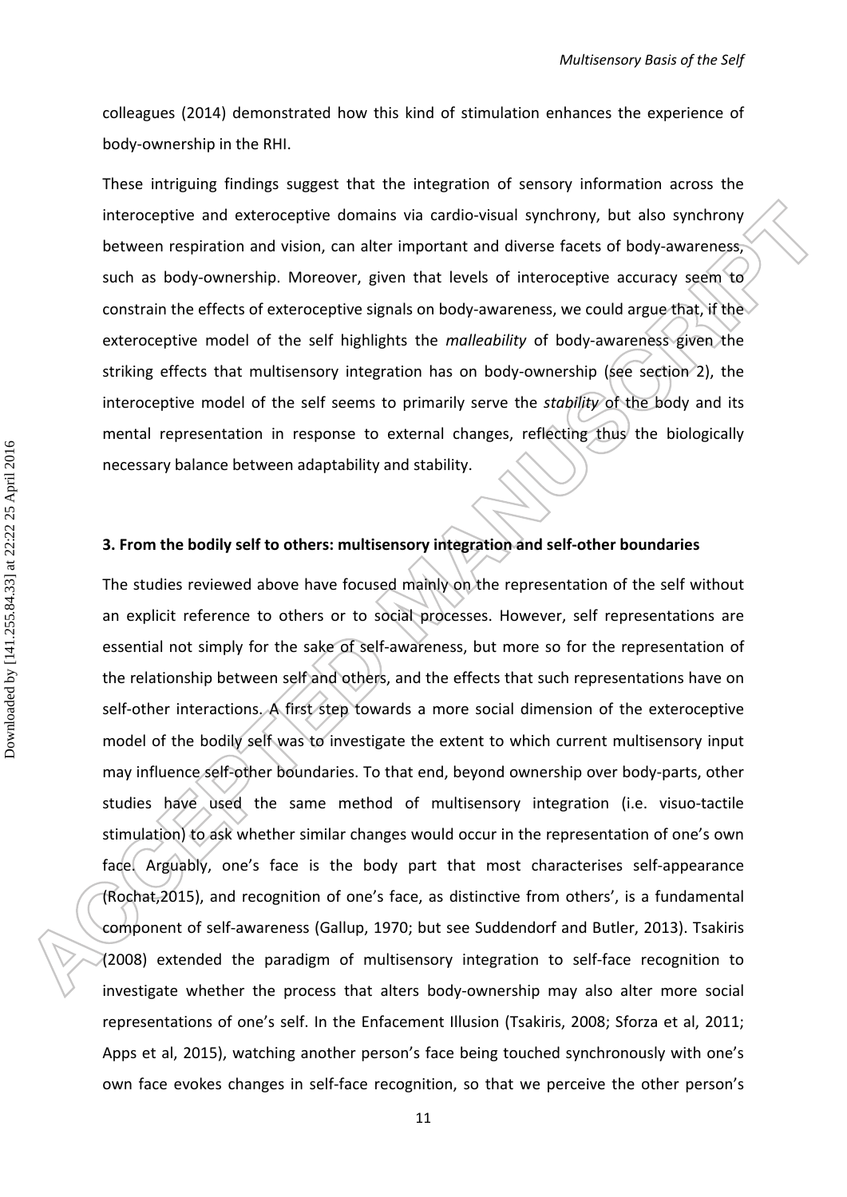colleagues (2014) demonstrated how this kind of stimulation enhances the experience of body-ownership in the RHI.

These intriguing findings suggest that the integration of sensory information across the interoceptive and exteroceptive domains via cardio-visual synchrony, but also synchrony between respiration and vision, can alter important and diverse facets of body-awareness, such as body-ownership. Moreover, given that levels of interoceptive accuracy seem to constrain the effects of exteroceptive signals on body-awareness, we could argue that, if the exteroceptive model of the self highlights the *malleability* of body-awareness given the striking effects that multisensory integration has on body-ownership (see section 2), the interoceptive model of the self seems to primarily serve the *stability* of the body and its mental representation in response to external changes, reflecting thus the biologically necessary balance between adaptability and stability.

### 3. From the bodily self to others: multisensory integration and self-other boundaries

The studies reviewed above have focused mainly on the representation of the self without an explicit reference to others or to social processes. However, self representations are essential not simply for the sake of self-awareness, but more so for the representation of the relationship between self and others, and the effects that such representations have on self-other interactions. A first step towards a more social dimension of the exteroceptive model of the bodily self was to investigate the extent to which current multisensory input may influence self-other boundaries. To that end, beyond ownership over body-parts, other studies have used the same method of multisensory integration (i.e. visuo-tactile stimulation) to ask whether similar changes would occur in the representation of one's own face. Arguably, one's face is the body part that most characterises self-appearance (Rochat,2015), and recognition of one's face, as distinctive from others', is a fundamental component of self-awareness (Gallup, 1970; but see Suddendorf and Butler, 2013). Tsakiris (2008) extended the paradigm of multisensory integration to self-face recognition to investigate whether the process that alters body-ownership may also alter more social representations of one's self. In the Enfacement Illusion (Tsakiris, 2008; Sforza et al, 2011; Apps et al, 2015), watching another person's face being touched synchronously with one's own face evokes changes in self-face recognition, so that we perceive the other person's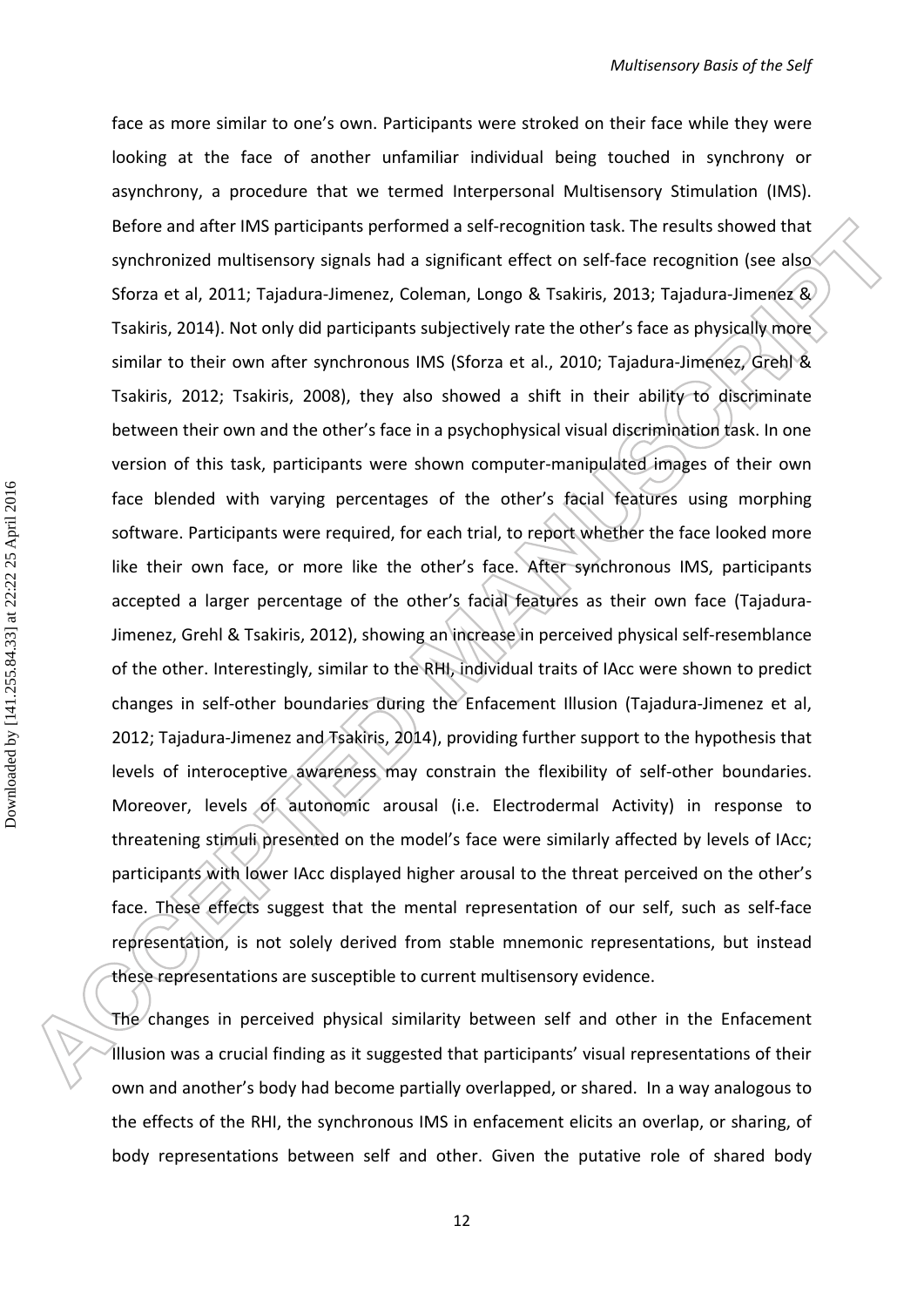face as more similar to one's own. Participants were stroked on their face while they were looking at the face of another unfamiliar individual being touched in synchrony or asynchrony, a procedure that we termed Interpersonal Multisensory Stimulation (IMS). Before and after IMS participants performed a self-recognition task. The results showed that synchronized multisensory signals had a significant effect on self-face recognition (see also Sforza et al, 2011; Tajadura-Jimenez, Coleman, Longo & Tsakiris, 2013; Tajadura-Jimenez & Tsakiris, 2014). Not only did participants subjectively rate the other's face as physically more similar to their own after synchronous IMS (Sforza et al., 2010; Tajadura-Jimenez, Grehl & Tsakiris, 2012; Tsakiris, 2008), they also showed a shift in their ability to discriminate between their own and the other's face in a psychophysical visual discrimination task. In one version of this task, participants were shown computer-manipulated images of their own face blended with varying percentages of the other's facial features using morphing software. Participants were required, for each trial, to report whether the face looked more like their own face, or more like the other's face. After synchronous IMS, participants accepted a larger percentage of the other's facial features as their own face (Tajadura-Jimenez, Grehl & Tsakiris, 2012), showing an increase in perceived physical self-resemblance of the other. Interestingly, similar to the RHI, individual traits of IAcc were shown to predict changes in self-other boundaries during the Enfacement Illusion (Tajadura-Jimenez et al, 2012; Tajadura-Jimenez and Tsakiris, 2014), providing further support to the hypothesis that levels of interoceptive awareness may constrain the flexibility of self-other boundaries. Moreover, levels of autonomic arousal (i.e. Electrodermal Activity) in response to threatening stimuli presented on the model's face were similarly affected by levels of IAcc; participants with lower IAcc displayed higher arousal to the threat perceived on the other's face. These effects suggest that the mental representation of our self, such as self-face representation, is not solely derived from stable mnemonic representations, but instead these representations are susceptible to current multisensory evidence.

The changes in perceived physical similarity between self and other in the Enfacement Illusion was a crucial finding as it suggested that participants' visual representations of their own and another's body had become partially overlapped, or shared. In a way analogous to the effects of the RHI, the synchronous IMS in enfacement elicits an overlap, or sharing, of body representations between self and other. Given the putative role of shared body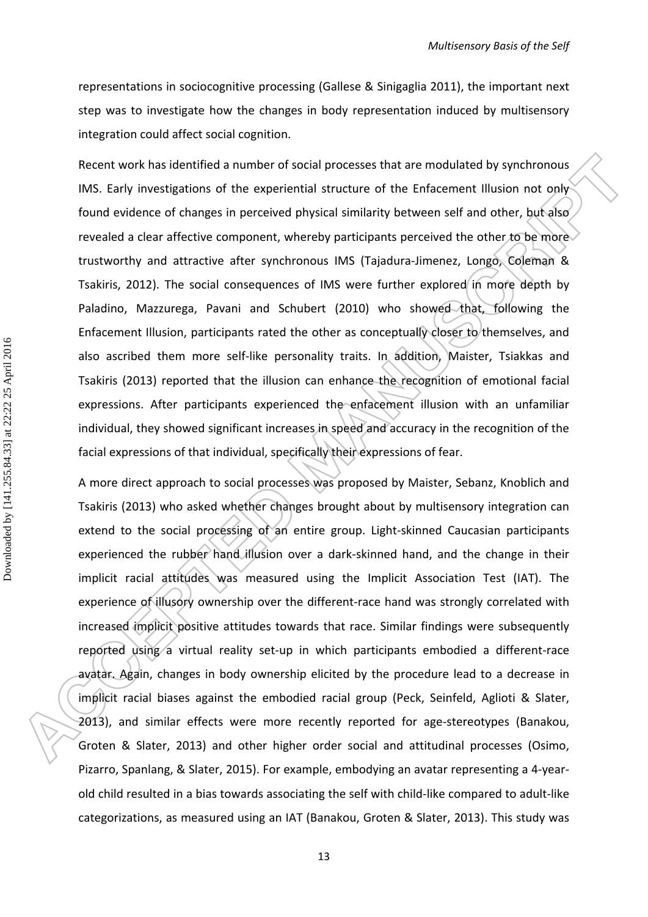representations in sociocognitive processing (Gallese & Sinigaglia 2011), the important next step was to investigate how the changes in body representation induced by multisensory integration could affect social cognition.

Recent work has identified a number of social processes that are modulated by synchronous IMS. Early investigations of the experiential structure of the Enfacement Illusion not only found evidence of changes in perceived physical similarity between self and other, but also revealed a clear affective component, whereby participants perceived the other to be more trustworthy and attractive after synchronous IMS (Tajadura-Jimenez, Longo, Coleman & Tsakiris, 2012). The social consequences of IMS were further explored in more depth by Paladino, Mazzurega, Pavani and Schubert (2010) who showed that, following the Enfacement Illusion, participants rated the other as conceptually closer to themselves, and also ascribed them more self-like personality traits. In addition, Maister, Tsiakkas and Tsakiris (2013) reported that the illusion can enhance the recognition of emotional facial expressions. After participants experienced the enfacement illusion with an unfamiliar individual, they showed significant increases in speed and accuracy in the recognition of the facial expressions of that individual, specifically their expressions of fear.

A more direct approach to social processes was proposed by Maister, Sebanz, Knoblich and Tsakiris (2013) who asked whether changes brought about by multisensory integration can extend to the social processing of an entire group. Light-skinned Caucasian participants experienced the rubber hand illusion over a dark-skinned hand, and the change in their implicit racial attitudes was measured using the Implicit Association Test (IAT). The experience of illusory ownership over the different-race hand was strongly correlated with increased implicit positive attitudes towards that race. Similar findings were subsequently reported using a virtual reality set-up in which participants embodied a different-race avatar. Again, changes in body ownership elicited by the procedure lead to a decrease in implicit racial biases against the embodied racial group (Peck, Seinfeld, Aglioti & Slater, 2013), and similar effects were more recently reported for age-stereotypes (Banakou, Groten & Slater, 2013) and other higher order social and attitudinal processes (Osimo, Pizarro, Spanlang, & Slater, 2015). For example, embodying an avatar representing a 4-year-old child resulted in a bias towards associating the self with child-like compared to adult-like categorizations, as measured using an IAT (Banakou, Groten & Slater, 2013). This study was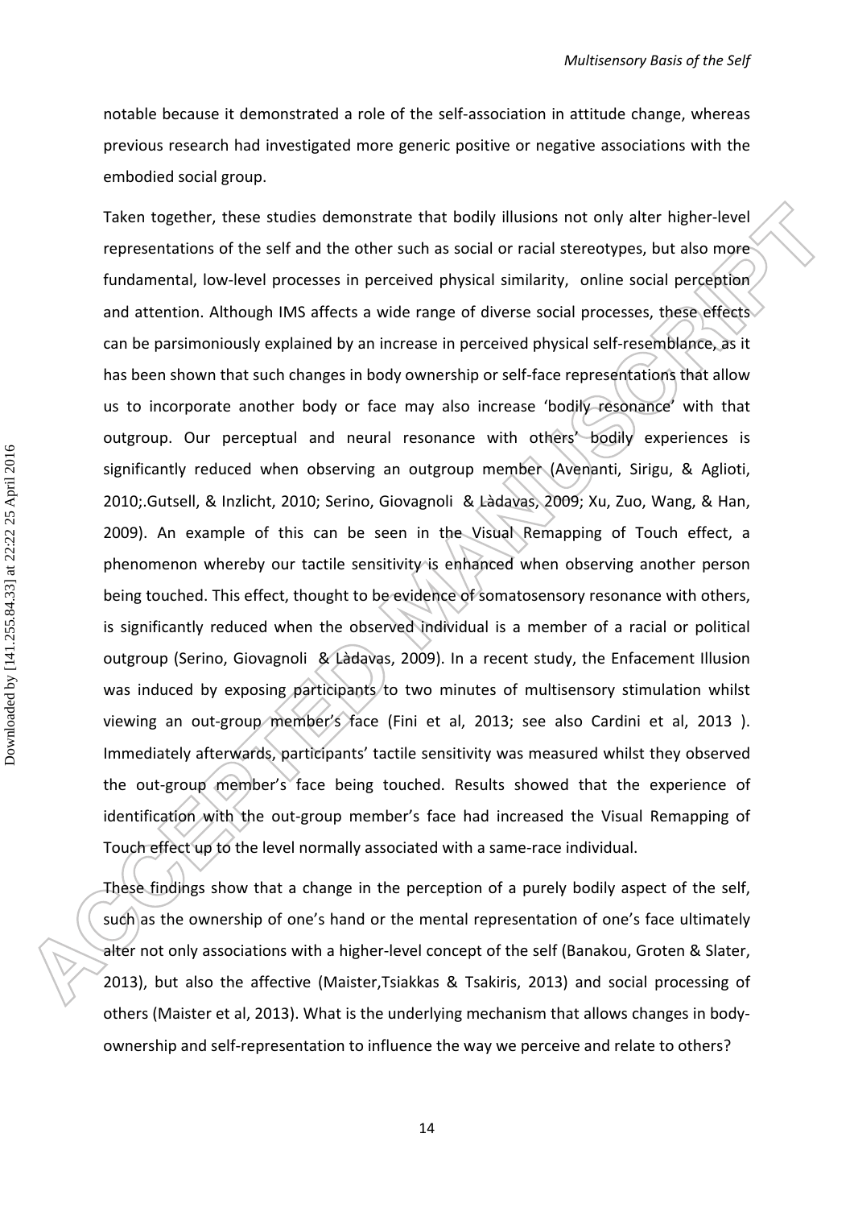notable because it demonstrated a role of the self-association in attitude change, whereas previous research had investigated more generic positive or negative associations with the embodied social group.

Taken together, these studies demonstrate that bodily illusions not only alter higher-level representations of the self and the other such as social or racial stereotypes, but also more fundamental, low-level processes in perceived physical similarity, online social perception and attention. Although IMS affects a wide range of diverse social processes, these effects can be parsimoniously explained by an increase in perceived physical self-resemblance, as it has been shown that such changes in body ownership or self-face representations that allow us to incorporate another body or face may also increase 'bodily resonance' with that outgroup. Our perceptual and neural resonance with others' bodily experiences is significantly reduced when observing an outgroup member (Avenanti, Sirigu, & Aglioti, 2010;.Gutsell, & Inzlicht, 2010; Serino, Giovagnoli & Làdavas, 2009; Xu, Zuo, Wang, & Han, 2009). An example of this can be seen in the Visual Remapping of Touch effect, a phenomenon whereby our tactile sensitivity is enhanced when observing another person being touched. This effect, thought to be evidence of somatosensory resonance with others, is significantly reduced when the observed individual is a member of a racial or political outgroup (Serino, Giovagnoli & Làdavas, 2009). In a recent study, the Enfacement Illusion was induced by exposing participants to two minutes of multisensory stimulation whilst viewing an out-group member's face (Fini et al, 2013; see also Cardini et al, 2013 ). Immediately afterwards, participants' tactile sensitivity was measured whilst they observed the out-group member's face being touched. Results showed that the experience of identification with the out-group member's face had increased the Visual Remapping of Touch effect up to the level normally associated with a same-race individual.

These findings show that a change in the perception of a purely bodily aspect of the self, such as the ownership of one's hand or the mental representation of one's face ultimately alter not only associations with a higher-level concept of the self (Banakou, Groten & Slater, 2013), but also the affective (Maister,Tsiakkas & Tsakiris, 2013) and social processing of others (Maister et al, 2013). What is the underlying mechanism that allows changes in body-ownership and self-representation to influence the way we perceive and relate to others?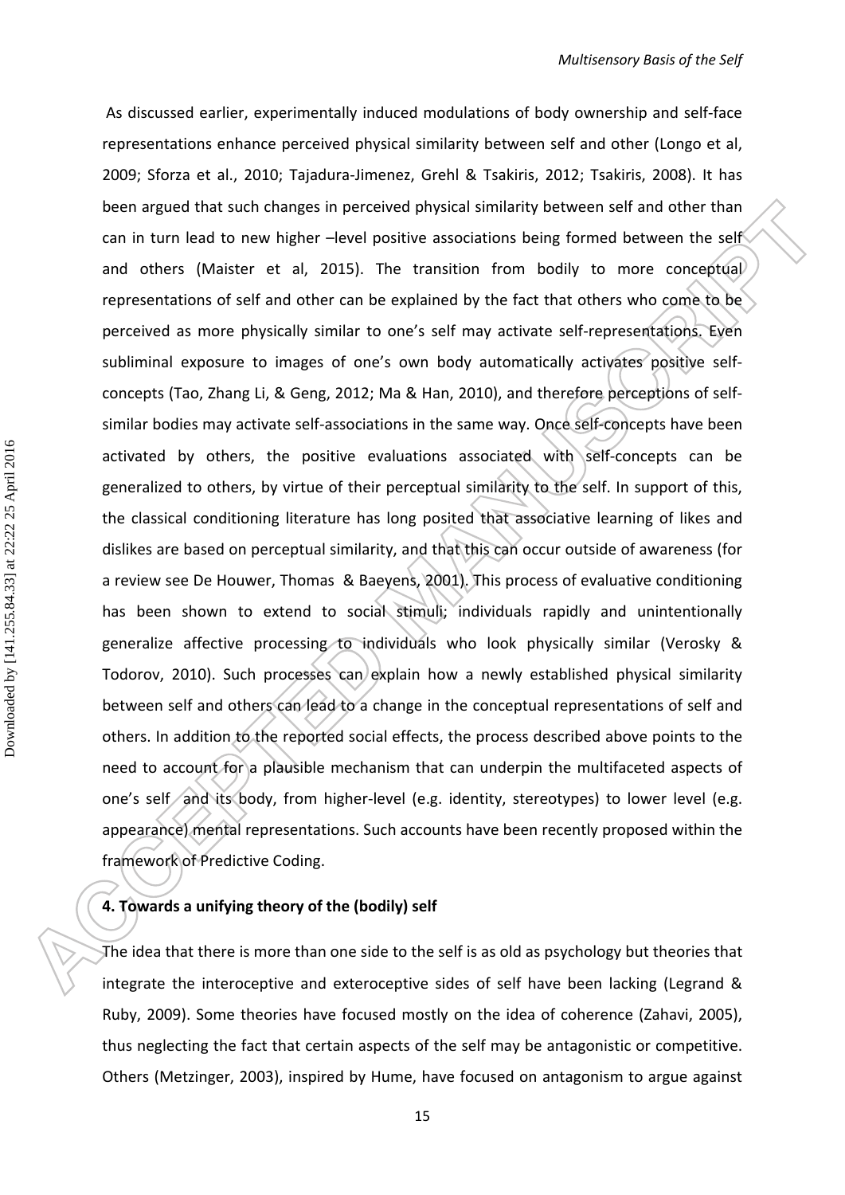As discussed earlier, experimentally induced modulations of body ownership and self-face representations enhance perceived physical similarity between self and other (Longo et al, 2009; Sforza et al., 2010; Tajadura-Jimenez, Grehl & Tsakiris, 2012; Tsakiris, 2008). It has been argued that such changes in perceived physical similarity between self and other than can in turn lead to new higher –level positive associations being formed between the self and others (Maister et al, 2015). The transition from bodily to more conceptual representations of self and other can be explained by the fact that others who come to be perceived as more physically similar to one's self may activate self-representations. Even subliminal exposure to images of one's own body automatically activates positive self-concepts (Tao, Zhang Li, & Geng, 2012; Ma & Han, 2010), and therefore perceptions of self-similar bodies may activate self-associations in the same way. Once self-concepts have been activated by others, the positive evaluations associated with self-concepts can be generalized to others, by virtue of their perceptual similarity to the self. In support of this, the classical conditioning literature has long posited that associative learning of likes and dislikes are based on perceptual similarity, and that this can occur outside of awareness (for a review see De Houwer, Thomas & Baeyens, 2001). This process of evaluative conditioning has been shown to extend to social stimuli; individuals rapidly and unintentionally generalize affective processing to individuals who look physically similar (Verosky & Todorov, 2010). Such processes can explain how a newly established physical similarity between self and others can lead to a change in the conceptual representations of self and others. In addition to the reported social effects, the process described above points to the need to account for a plausible mechanism that can underpin the multifaceted aspects of one's self and its body, from higher-level (e.g. identity, stereotypes) to lower level (e.g. appearance) mental representations. Such accounts have been recently proposed within the framework of Predictive Coding.

## 4. Towards a unifying theory of the (bodily) self

The idea that there is more than one side to the self is as old as psychology but theories that integrate the interoceptive and exteroceptive sides of self have been lacking (Legrand & Ruby, 2009). Some theories have focused mostly on the idea of coherence (Zahavi, 2005), thus neglecting the fact that certain aspects of the self may be antagonistic or competitive. Others (Metzinger, 2003), inspired by Hume, have focused on antagonism to argue against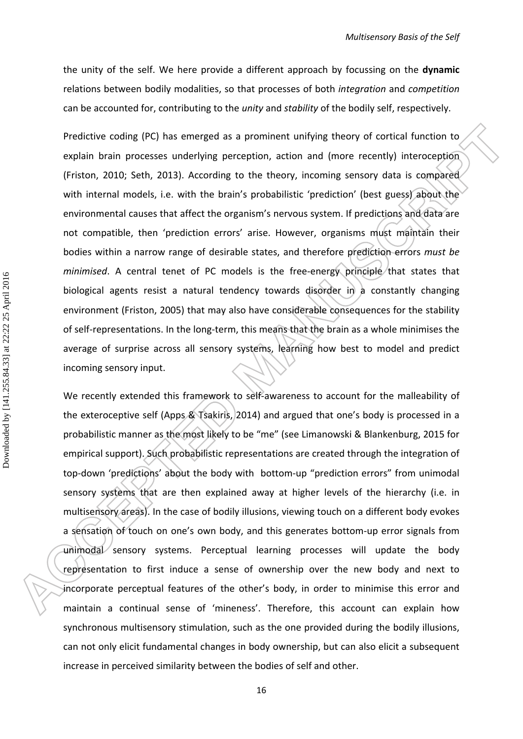the unity of the self. We here provide a different approach by focussing on the **dynamic** relations between bodily modalities, so that processes of both *integration* and *competition* can be accounted for, contributing to the *unity* and *stability* of the bodily self, respectively.

Predictive coding (PC) has emerged as a prominent unifying theory of cortical function to explain brain processes underlying perception, action and (more recently) interoception (Friston, 2010; Seth, 2013). According to the theory, incoming sensory data is compared with internal models, i.e. with the brain's probabilistic 'prediction' (best guess) about the environmental causes that affect the organism's nervous system. If predictions and data are not compatible, then 'prediction errors' arise. However, organisms must maintain their bodies within a narrow range of desirable states, and therefore prediction errors *must be minimised*. A central tenet of PC models is the free-energy principle that states that biological agents resist a natural tendency towards disorder in a constantly changing environment (Friston, 2005) that may also have considerable consequences for the stability of self-representations. In the long-term, this means that the brain as a whole minimises the average of surprise across all sensory systems, learning how best to model and predict incoming sensory input.

We recently extended this framework to self-awareness to account for the malleability of the exteroceptive self (Apps & Tsakiris, 2014) and argued that one's body is processed in a probabilistic manner as the most likely to be "me" (see Limanowski & Blankenburg, 2015 for empirical support). Such probabilistic representations are created through the integration of top-down 'predictions' about the body with bottom-up "prediction errors" from unimodal sensory systems that are then explained away at higher levels of the hierarchy (i.e. in multisensory areas). In the case of bodily illusions, viewing touch on a different body evokes a sensation of touch on one's own body, and this generates bottom-up error signals from unimodal sensory systems. Perceptual learning processes will update the body representation to first induce a sense of ownership over the new body and next to incorporate perceptual features of the other's body, in order to minimise this error and maintain a continual sense of 'mineness'. Therefore, this account can explain how synchronous multisensory stimulation, such as the one provided during the bodily illusions, can not only elicit fundamental changes in body ownership, but can also elicit a subsequent increase in perceived similarity between the bodies of self and other.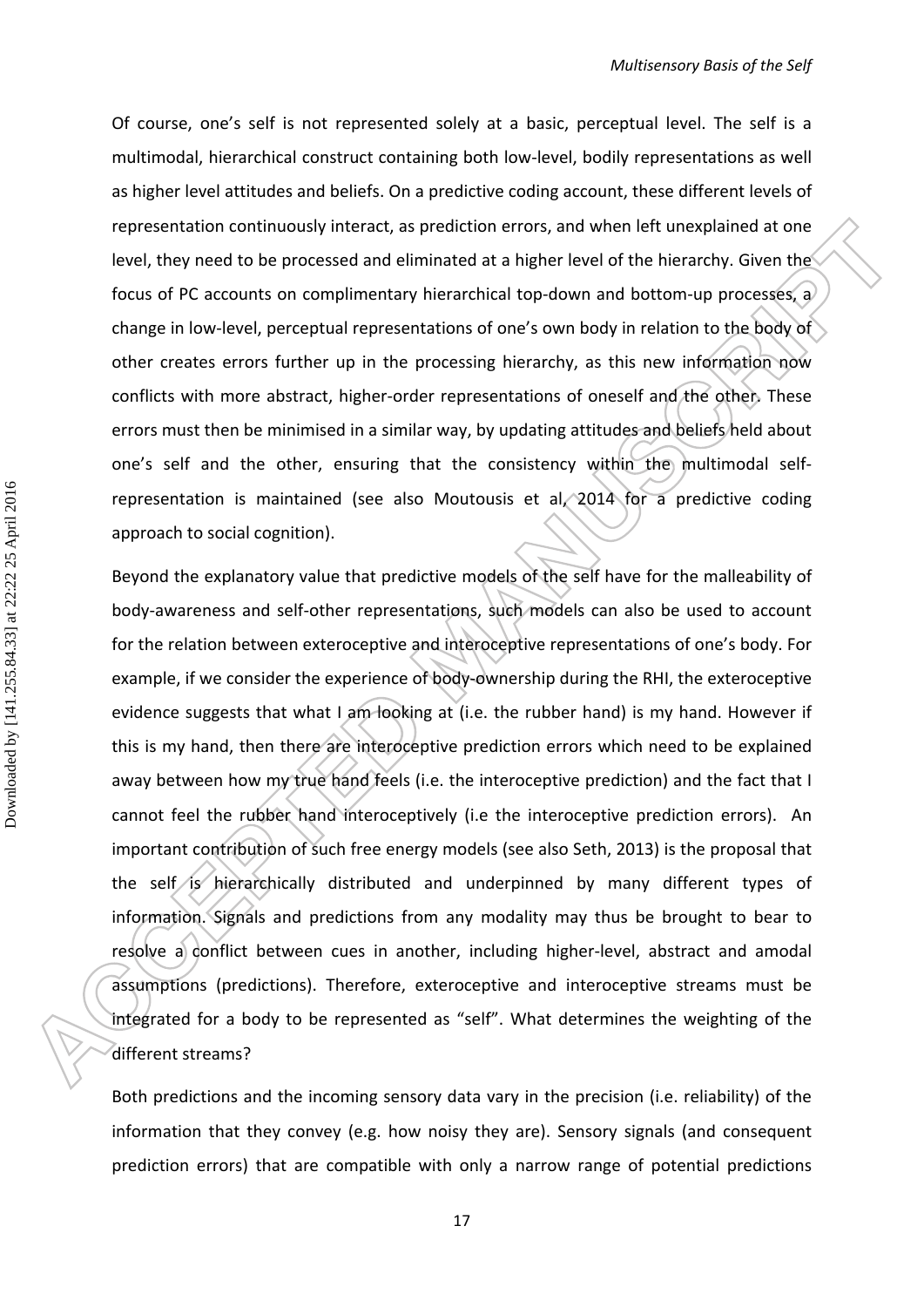Of course, one's self is not represented solely at a basic, perceptual level. The self is a multimodal, hierarchical construct containing both low-level, bodily representations as well as higher level attitudes and beliefs. On a predictive coding account, these different levels of representation continuously interact, as prediction errors, and when left unexplained at one level, they need to be processed and eliminated at a higher level of the hierarchy. Given the focus of PC accounts on complimentary hierarchical top-down and bottom-up processes, a change in low-level, perceptual representations of one's own body in relation to the body of other creates errors further up in the processing hierarchy, as this new information now conflicts with more abstract, higher-order representations of oneself and the other. These errors must then be minimised in a similar way, by updating attitudes and beliefs held about one's self and the other, ensuring that the consistency within the multimodal self-representation is maintained (see also Moutousis et al, 2014 for a predictive coding approach to social cognition).

Beyond the explanatory value that predictive models of the self have for the malleability of body-awareness and self-other representations, such models can also be used to account for the relation between exteroceptive and interoceptive representations of one's body. For example, if we consider the experience of body-ownership during the RHI, the exteroceptive evidence suggests that what I am looking at (i.e. the rubber hand) is my hand. However if this is my hand, then there are interoceptive prediction errors which need to be explained away between how my true hand feels (i.e. the interoceptive prediction) and the fact that I cannot feel the rubber hand interoceptively (i.e the interoceptive prediction errors). An important contribution of such free energy models (see also Seth, 2013) is the proposal that the self is hierarchically distributed and underpinned by many different types of information. Signals and predictions from any modality may thus be brought to bear to resolve a conflict between cues in another, including higher-level, abstract and amodal assumptions (predictions). Therefore, exteroceptive and interoceptive streams must be integrated for a body to be represented as "self". What determines the weighting of the different streams?

Both predictions and the incoming sensory data vary in the precision (i.e. reliability) of the information that they convey (e.g. how noisy they are). Sensory signals (and consequent prediction errors) that are compatible with only a narrow range of potential predictions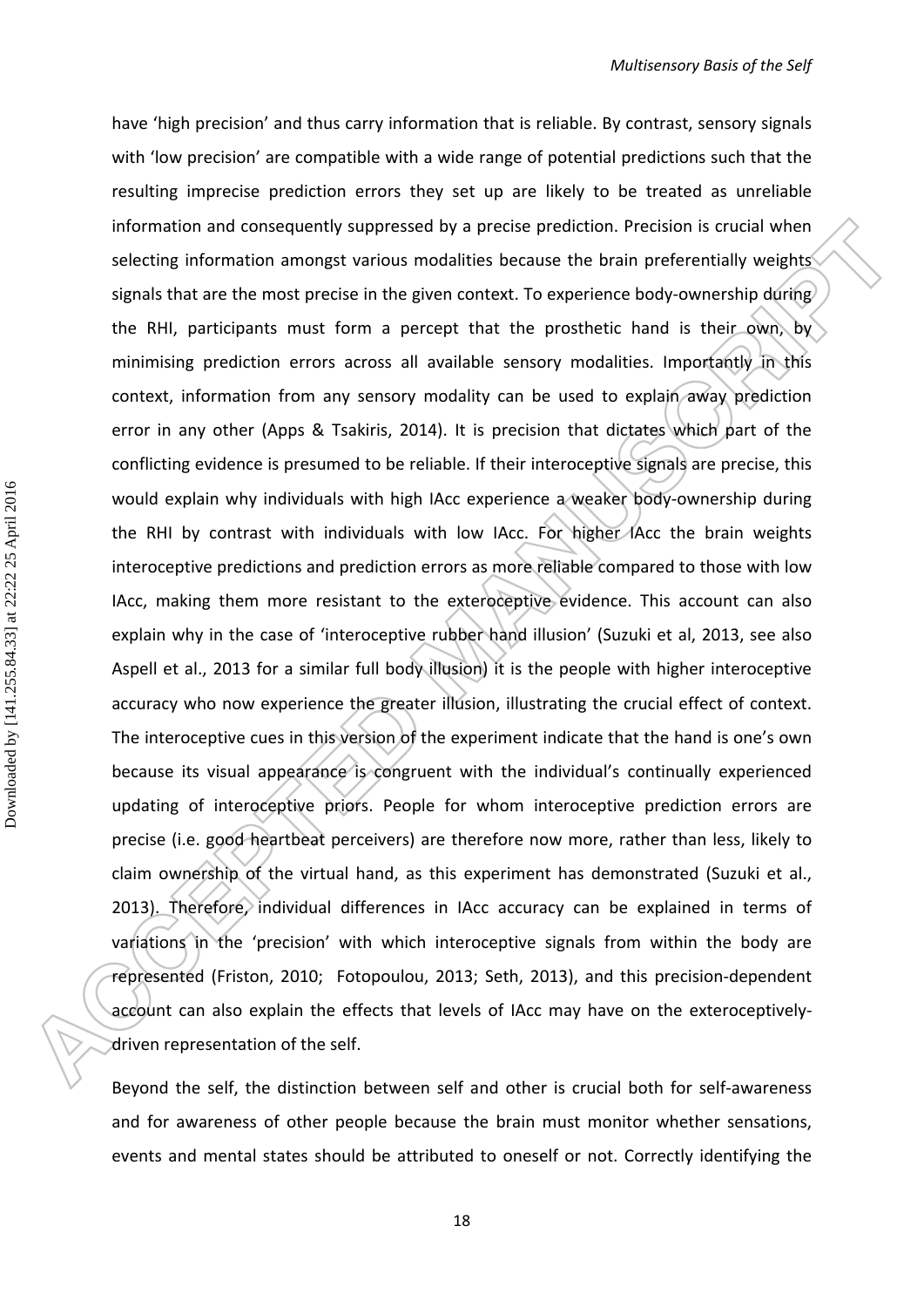have 'high precision' and thus carry information that is reliable. By contrast, sensory signals with 'low precision' are compatible with a wide range of potential predictions such that the resulting imprecise prediction errors they set up are likely to be treated as unreliable information and consequently suppressed by a precise prediction. Precision is crucial when selecting information amongst various modalities because the brain preferentially weights signals that are the most precise in the given context. To experience body-ownership during the RHI, participants must form a percept that the prosthetic hand is their own, by minimising prediction errors across all available sensory modalities. Importantly in this context, information from any sensory modality can be used to explain away prediction error in any other (Apps & Tsakiris, 2014). It is precision that dictates which part of the conflicting evidence is presumed to be reliable. If their interoceptive signals are precise, this would explain why individuals with high IAcc experience a weaker body-ownership during the RHI by contrast with individuals with low IAcc. For higher IAcc the brain weights interoceptive predictions and prediction errors as more reliable compared to those with low IAcc, making them more resistant to the exteroceptive evidence. This account can also explain why in the case of 'interoceptive rubber hand illusion' (Suzuki et al, 2013, see also Aspell et al., 2013 for a similar full body illusion) it is the people with higher interoceptive accuracy who now experience the greater illusion, illustrating the crucial effect of context. The interoceptive cues in this version of the experiment indicate that the hand is one's own because its visual appearance is congruent with the individual's continually experienced updating of interoceptive priors. People for whom interoceptive prediction errors are precise (i.e. good heartbeat perceivers) are therefore now more, rather than less, likely to claim ownership of the virtual hand, as this experiment has demonstrated (Suzuki et al., 2013). Therefore, individual differences in IAcc accuracy can be explained in terms of variations in the 'precision' with which interoceptive signals from within the body are represented (Friston, 2010; Fotopoulou, 2013; Seth, 2013), and this precision-dependent account can also explain the effects that levels of IAcc may have on the exteroceptively-driven representation of the self.

Beyond the self, the distinction between self and other is crucial both for self-awareness and for awareness of other people because the brain must monitor whether sensations, events and mental states should be attributed to oneself or not. Correctly identifying the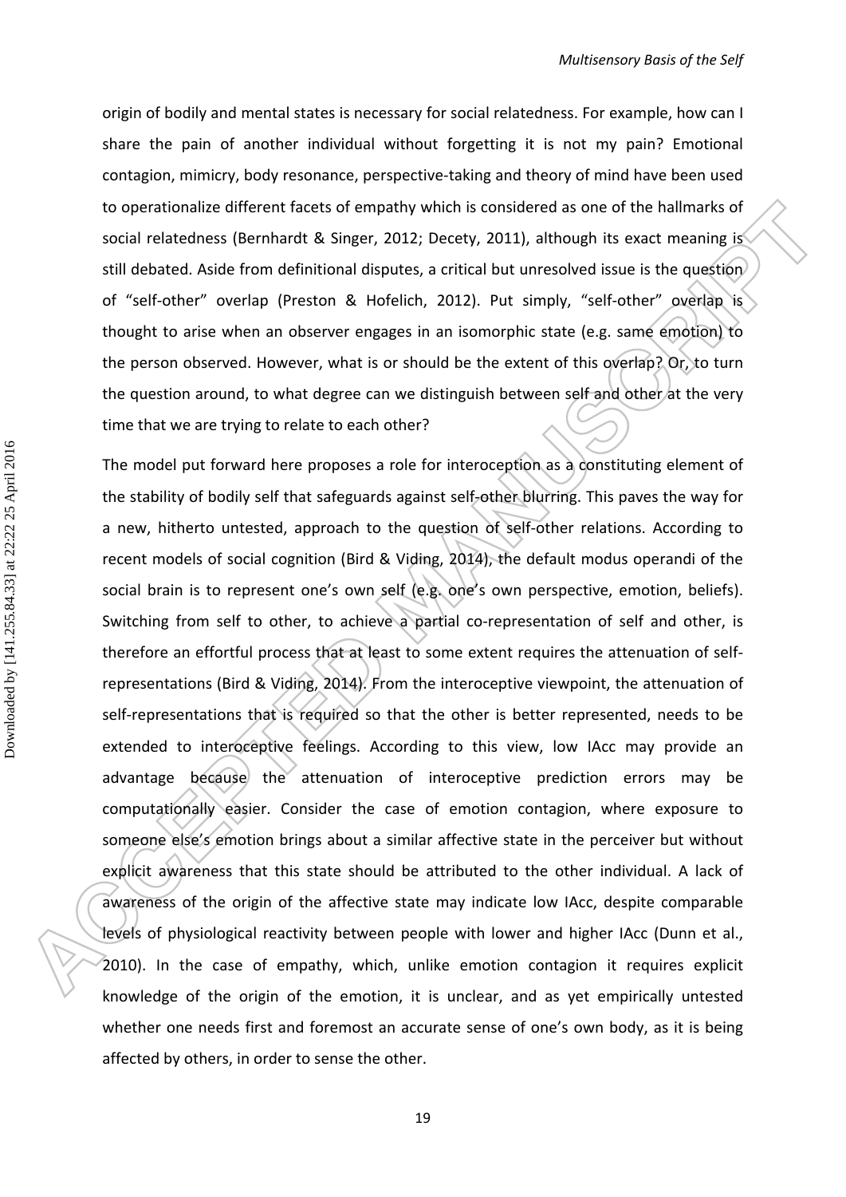origin of bodily and mental states is necessary for social relatedness. For example, how can I share the pain of another individual without forgetting it is not my pain? Emotional contagion, mimicry, body resonance, perspective-taking and theory of mind have been used to operationalize different facets of empathy which is considered as one of the hallmarks of social relatedness (Bernhardt & Singer, 2012; Decety, 2011), although its exact meaning is still debated. Aside from definitional disputes, a critical but unresolved issue is the question of "self-other" overlap (Preston & Hofelich, 2012). Put simply, "self-other" overlap is thought to arise when an observer engages in an isomorphic state (e.g. same emotion) to the person observed. However, what is or should be the extent of this overlap? Or, to turn the question around, to what degree can we distinguish between self and other at the very time that we are trying to relate to each other?

The model put forward here proposes a role for interoception as a constituting element of the stability of bodily self that safeguards against self-other blurring. This paves the way for a new, hitherto untested, approach to the question of self-other relations. According to recent models of social cognition (Bird & Viding, 2014), the default modus operandi of the social brain is to represent one's own self (e.g. one's own perspective, emotion, beliefs). Switching from self to other, to achieve a partial co-representation of self and other, is therefore an effortful process that at least to some extent requires the attenuation of self-representations (Bird & Viding, 2014). From the interoceptive viewpoint, the attenuation of self-representations that is required so that the other is better represented, needs to be extended to interoceptive feelings. According to this view, low IAcc may provide an advantage because the attenuation of interoceptive prediction errors may be computationally easier. Consider the case of emotion contagion, where exposure to someone else's emotion brings about a similar affective state in the perceiver but without explicit awareness that this state should be attributed to the other individual. A lack of awareness of the origin of the affective state may indicate low IAcc, despite comparable levels of physiological reactivity between people with lower and higher IAcc (Dunn et al., 2010). In the case of empathy, which, unlike emotion contagion it requires explicit knowledge of the origin of the emotion, it is unclear, and as yet empirically untested whether one needs first and foremost an accurate sense of one's own body, as it is being affected by others, in order to sense the other.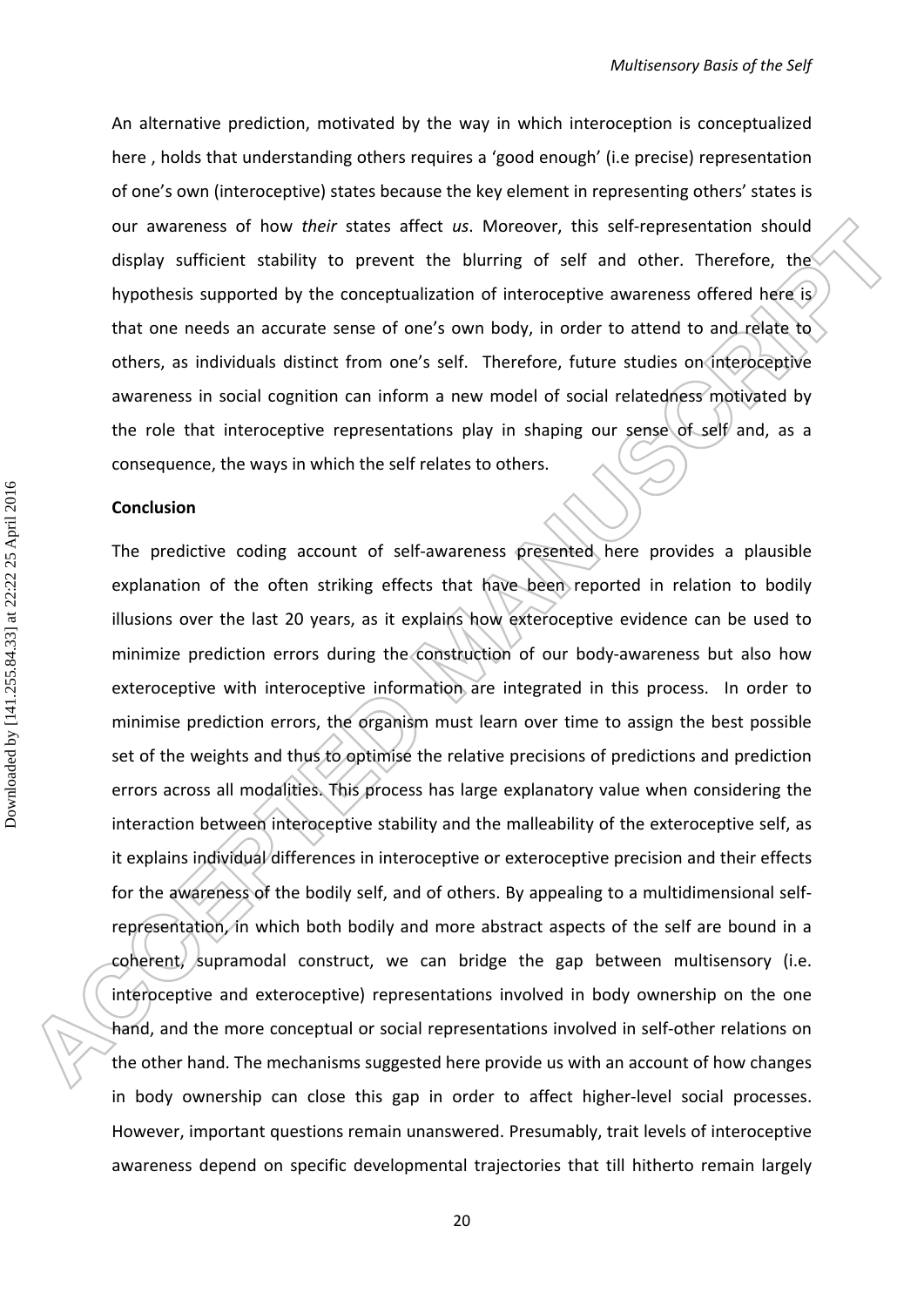An alternative prediction, motivated by the way in which interoception is conceptualized here , holds that understanding others requires a 'good enough' (i.e precise) representation of one's own (interoceptive) states because the key element in representing others' states is our awareness of how *their* states affect *us*. Moreover, this self-representation should display sufficient stability to prevent the blurring of self and other. Therefore, the hypothesis supported by the conceptualization of interoceptive awareness offered here is that one needs an accurate sense of one's own body, in order to attend to and relate to others, as individuals distinct from one's self. Therefore, future studies on interoceptive awareness in social cognition can inform a new model of social relatedness motivated by the role that interoceptive representations play in shaping our sense of self and, as a consequence, the ways in which the self relates to others.

**Conclusion**

The predictive coding account of self-awareness presented here provides a plausible explanation of the often striking effects that have been reported in relation to bodily illusions over the last 20 years, as it explains how exteroceptive evidence can be used to minimize prediction errors during the construction of our body-awareness but also how exteroceptive with interoceptive information are integrated in this process. In order to minimise prediction errors, the organism must learn over time to assign the best possible set of the weights and thus to optimise the relative precisions of predictions and prediction errors across all modalities. This process has large explanatory value when considering the interaction between interoceptive stability and the malleability of the exteroceptive self, as it explains individual differences in interoceptive or exteroceptive precision and their effects for the awareness of the bodily self, and of others. By appealing to a multidimensional self-representation, in which both bodily and more abstract aspects of the self are bound in a coherent, supramodal construct, we can bridge the gap between multisensory (i.e. interoceptive and exteroceptive) representations involved in body ownership on the one hand, and the more conceptual or social representations involved in self-other relations on the other hand. The mechanisms suggested here provide us with an account of how changes in body ownership can close this gap in order to affect higher-level social processes. However, important questions remain unanswered. Presumably, trait levels of interoceptive awareness depend on specific developmental trajectories that till hitherto remain largely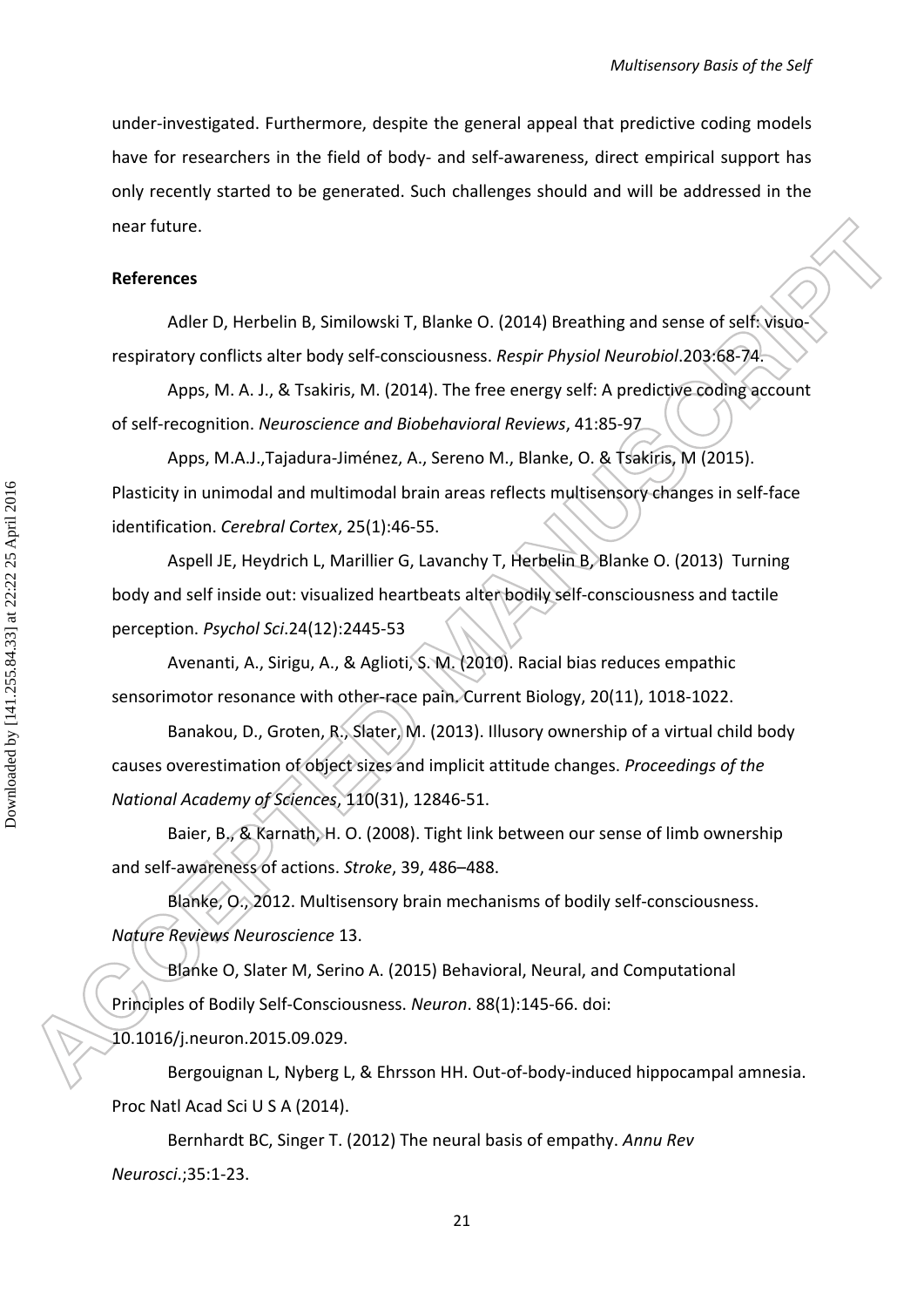under-investigated. Furthermore, despite the general appeal that predictive coding models have for researchers in the field of body- and self-awareness, direct empirical support has only recently started to be generated. Such challenges should and will be addressed in the near future.

**References**

Adler D, Herbelin B, Similowski T, Blanke O. (2014) Breathing and sense of self: visuo-respiratory conflicts alter body self-consciousness. *Respir Physiol Neurobiol*.203:68-74.

Apps, M. A. J., & Tsakiris, M. (2014). The free energy self: A predictive coding account of self-recognition. *Neuroscience and Biobehavioral Reviews*, 41:85-97

Apps, M.A.J.,Tajadura-Jiménez, A., Sereno M., Blanke, O. & Tsakiris, M (2015). Plasticity in unimodal and multimodal brain areas reflects multisensory changes in self-face identification. *Cerebral Cortex*, 25(1):46-55.

Aspell JE, Heydrich L, Marillier G, Lavanchy T, Herbelin B, Blanke O. (2013) Turning body and self inside out: visualized heartbeats alter bodily self-consciousness and tactile perception. *Psychol Sci*.24(12):2445-53

Avenanti, A., Sirigu, A., & Aglioti, S. M. (2010). Racial bias reduces empathic sensorimotor resonance with other-race pain. Current Biology, 20(11), 1018-1022.

Banakou, D., Groten, R., Slater, M. (2013). Illusory ownership of a virtual child body causes overestimation of object sizes and implicit attitude changes. *Proceedings of the National Academy of Sciences*, 110(31), 12846-51.

Baier, B., & Karnath, H. O. (2008). Tight link between our sense of limb ownership and self-awareness of actions. *Stroke*, 39, 486–488.

Blanke, O., 2012. Multisensory brain mechanisms of bodily self-consciousness. *Nature Reviews Neuroscience* 13.

Blanke O, Slater M, Serino A. (2015) Behavioral, Neural, and Computational Principles of Bodily Self-Consciousness. *Neuron*. 88(1):145-66. doi: 10.1016/j.neuron.2015.09.029.

Bergouignan L, Nyberg L, & Ehrsson HH. Out-of-body-induced hippocampal amnesia. Proc Natl Acad Sci U S A (2014).

Bernhardt BC, Singer T. (2012) The neural basis of empathy. *Annu Rev Neurosci*.;35:1-23.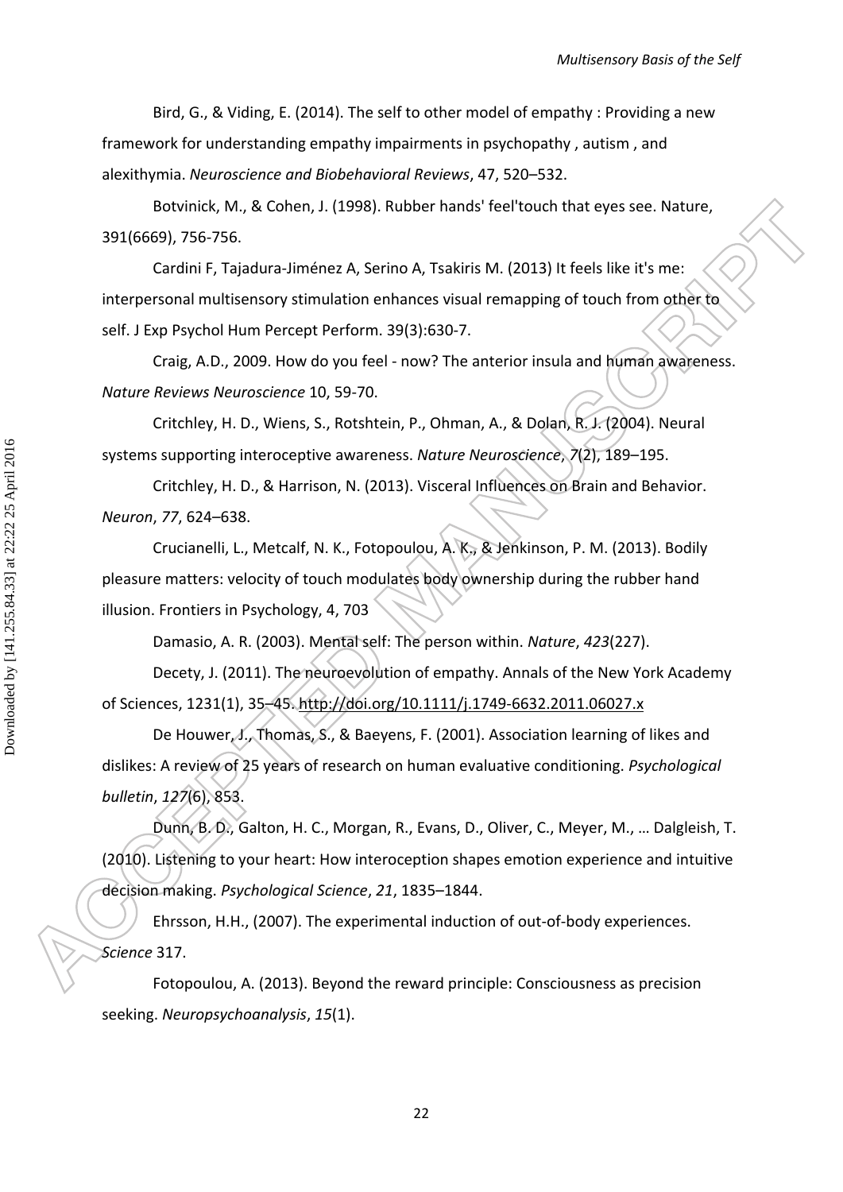Bird, G., & Viding, E. (2014). The self to other model of empathy : Providing a new framework for understanding empathy impairments in psychopathy , autism , and alexithymia. *Neuroscience and Biobehavioral Reviews*, 47, 520–532.

Botvinick, M., & Cohen, J. (1998). Rubber hands' feel'touch that eyes see. Nature, 391(6669), 756-756.

Cardini F, Tajadura-Jiménez A, Serino A, Tsakiris M. (2013) It feels like it's me: interpersonal multisensory stimulation enhances visual remapping of touch from other to self. J Exp Psychol Hum Percept Perform. 39(3):630-7.

Craig, A.D., 2009. How do you feel - now? The anterior insula and human awareness. *Nature Reviews Neuroscience* 10, 59-70.

Critchley, H. D., Wiens, S., Rotshtein, P., Ohman, A., & Dolan, R. J. (2004). Neural systems supporting interoceptive awareness. *Nature Neuroscience*, *7*(2), 189–195.

Critchley, H. D., & Harrison, N. (2013). Visceral Influences on Brain and Behavior. *Neuron*, *77*, 624–638.

Crucianelli, L., Metcalf, N. K., Fotopoulou, A. K., & Jenkinson, P. M. (2013). Bodily pleasure matters: velocity of touch modulates body ownership during the rubber hand illusion. Frontiers in Psychology, 4, 703

Damasio, A. R. (2003). Mental self: The person within. *Nature*, *423*(227).

Decety, J. (2011). The neuroevolution of empathy. Annals of the New York Academy of Sciences, 1231(1), 35–45. http://doi.org/10.1111/j.1749-6632.2011.06027.x

De Houwer, J., Thomas, S., & Baeyens, F. (2001). Association learning of likes and dislikes: A review of 25 years of research on human evaluative conditioning. *Psychological bulletin*, *127*(6), 853.

Dunn, B. D., Galton, H. C., Morgan, R., Evans, D., Oliver, C., Meyer, M., … Dalgleish, T. (2010). Listening to your heart: How interoception shapes emotion experience and intuitive decision making. *Psychological Science*, *21*, 1835–1844.

Ehrsson, H.H., (2007). The experimental induction of out-of-body experiences. *Science* 317.

Fotopoulou, A. (2013). Beyond the reward principle: Consciousness as precision seeking. *Neuropsychoanalysis*, *15*(1).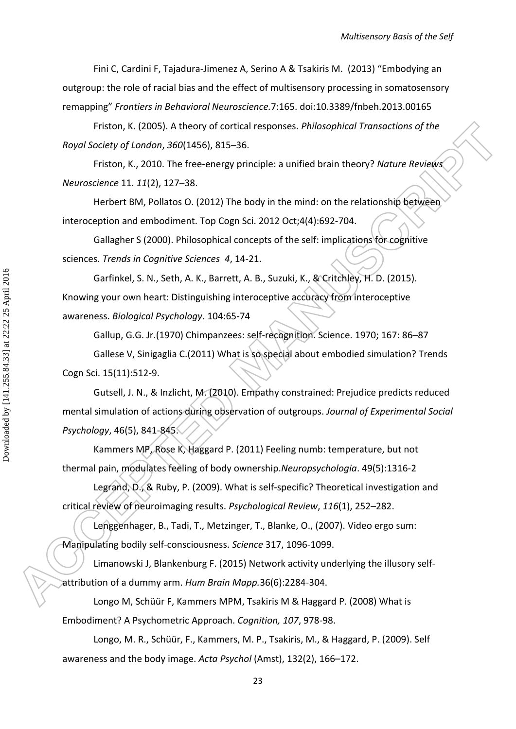Fini C, Cardini F, Tajadura-Jimenez A, Serino A & Tsakiris M. (2013) "Embodying an outgroup: the role of racial bias and the effect of multisensory processing in somatosensory remapping" *Frontiers in Behavioral Neuroscience.*7:165. doi:10.3389/fnbeh.2013.00165

Friston, K. (2005). A theory of cortical responses. *Philosophical Transactions of the Royal Society of London*, *360*(1456), 815–36.

Friston, K., 2010. The free-energy principle: a unified brain theory? *Nature Reviews Neuroscience* 11. *11*(2), 127–38.

Herbert BM, Pollatos O. (2012) The body in the mind: on the relationship between interoception and embodiment. Top Cogn Sci. 2012 Oct;4(4):692-704.

Gallagher S (2000). Philosophical concepts of the self: implications for cognitive sciences. *Trends in Cognitive Sciences 4*, 14-21.

Garfinkel, S. N., Seth, A. K., Barrett, A. B., Suzuki, K., & Critchley, H. D. (2015). Knowing your own heart: Distinguishing interoceptive accuracy from interoceptive awareness. *Biological Psychology*. 104:65-74

Gallup, G.G. Jr.(1970) Chimpanzees: self-recognition. Science. 1970; 167: 86–87

Gallese V, Sinigaglia C.(2011) What is so special about embodied simulation? Trends Cogn Sci. 15(11):512-9.

Gutsell, J. N., & Inzlicht, M. (2010). Empathy constrained: Prejudice predicts reduced mental simulation of actions during observation of outgroups. *Journal of Experimental Social Psychology*, 46(5), 841-845.

Kammers MP, Rose K, Haggard P. (2011) Feeling numb: temperature, but not thermal pain, modulates feeling of body ownership.*Neuropsychologia*. 49(5):1316-2

Legrand, D., & Ruby, P. (2009). What is self-specific? Theoretical investigation and critical review of neuroimaging results. *Psychological Review*, *116*(1), 252–282.

Lenggenhager, B., Tadi, T., Metzinger, T., Blanke, O., (2007). Video ergo sum: Manipulating bodily self-consciousness. *Science* 317, 1096-1099.

Limanowski J, Blankenburg F. (2015) Network activity underlying the illusory self-attribution of a dummy arm. *Hum Brain Mapp.*36(6):2284-304.

Longo M, Schüür F, Kammers MPM, Tsakiris M & Haggard P. (2008) What is Embodiment? A Psychometric Approach. *Cognition, 107*, 978-98.

Longo, M. R., Schüür, F., Kammers, M. P., Tsakiris, M., & Haggard, P. (2009). Self awareness and the body image. *Acta Psychol* (Amst), 132(2), 166–172.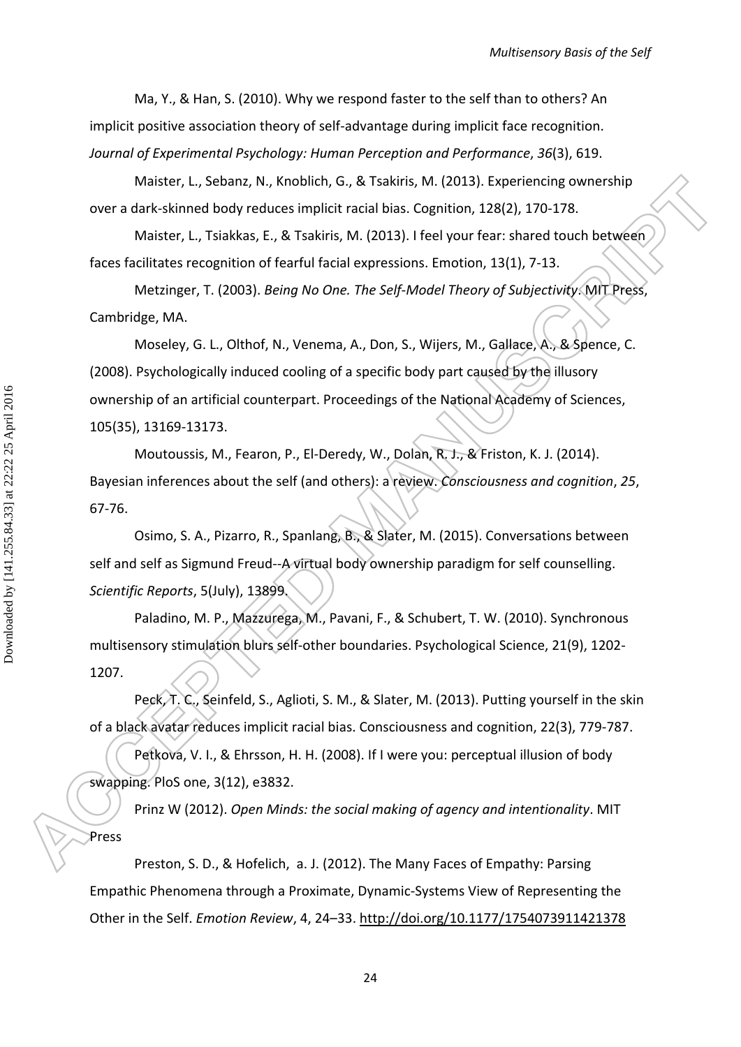Ma, Y., & Han, S. (2010). Why we respond faster to the self than to others? An implicit positive association theory of self-advantage during implicit face recognition. *Journal of Experimental Psychology: Human Perception and Performance*, *36*(3), 619.

Maister, L., Sebanz, N., Knoblich, G., & Tsakiris, M. (2013). Experiencing ownership over a dark-skinned body reduces implicit racial bias. Cognition, 128(2), 170-178.

Maister, L., Tsiakkas, E., & Tsakiris, M. (2013). I feel your fear: shared touch between faces facilitates recognition of fearful facial expressions. Emotion, 13(1), 7-13.

Metzinger, T. (2003). *Being No One. The Self-Model Theory of Subjectivity*. MIT Press, Cambridge, MA.

Moseley, G. L., Olthof, N., Venema, A., Don, S., Wijers, M., Gallace, A., & Spence, C. (2008). Psychologically induced cooling of a specific body part caused by the illusory ownership of an artificial counterpart. Proceedings of the National Academy of Sciences, 105(35), 13169-13173.

Moutoussis, M., Fearon, P., El-Deredy, W., Dolan, R. J., & Friston, K. J. (2014). Bayesian inferences about the self (and others): a review. *Consciousness and cognition*, *25*, 67-76.

Osimo, S. A., Pizarro, R., Spanlang, B., & Slater, M. (2015). Conversations between self and self as Sigmund Freud--A virtual body ownership paradigm for self counselling. *Scientific Reports*, 5(July), 13899.

Paladino, M. P., Mazzurega, M., Pavani, F., & Schubert, T. W. (2010). Synchronous multisensory stimulation blurs self-other boundaries. Psychological Science, 21(9), 1202-1207.

Peck, T. C., Seinfeld, S., Aglioti, S. M., & Slater, M. (2013). Putting yourself in the skin of a black avatar reduces implicit racial bias. Consciousness and cognition, 22(3), 779-787.

Petkova, V. I., & Ehrsson, H. H. (2008). If I were you: perceptual illusion of body swapping. PloS one, 3(12), e3832.

Prinz W (2012). *Open Minds: the social making of agency and intentionality*. MIT Press

Preston, S. D., & Hofelich, a. J. (2012). The Many Faces of Empathy: Parsing Empathic Phenomena through a Proximate, Dynamic-Systems View of Representing the Other in the Self. *Emotion Review*, 4, 24–33. http://doi.org/10.1177/1754073911421378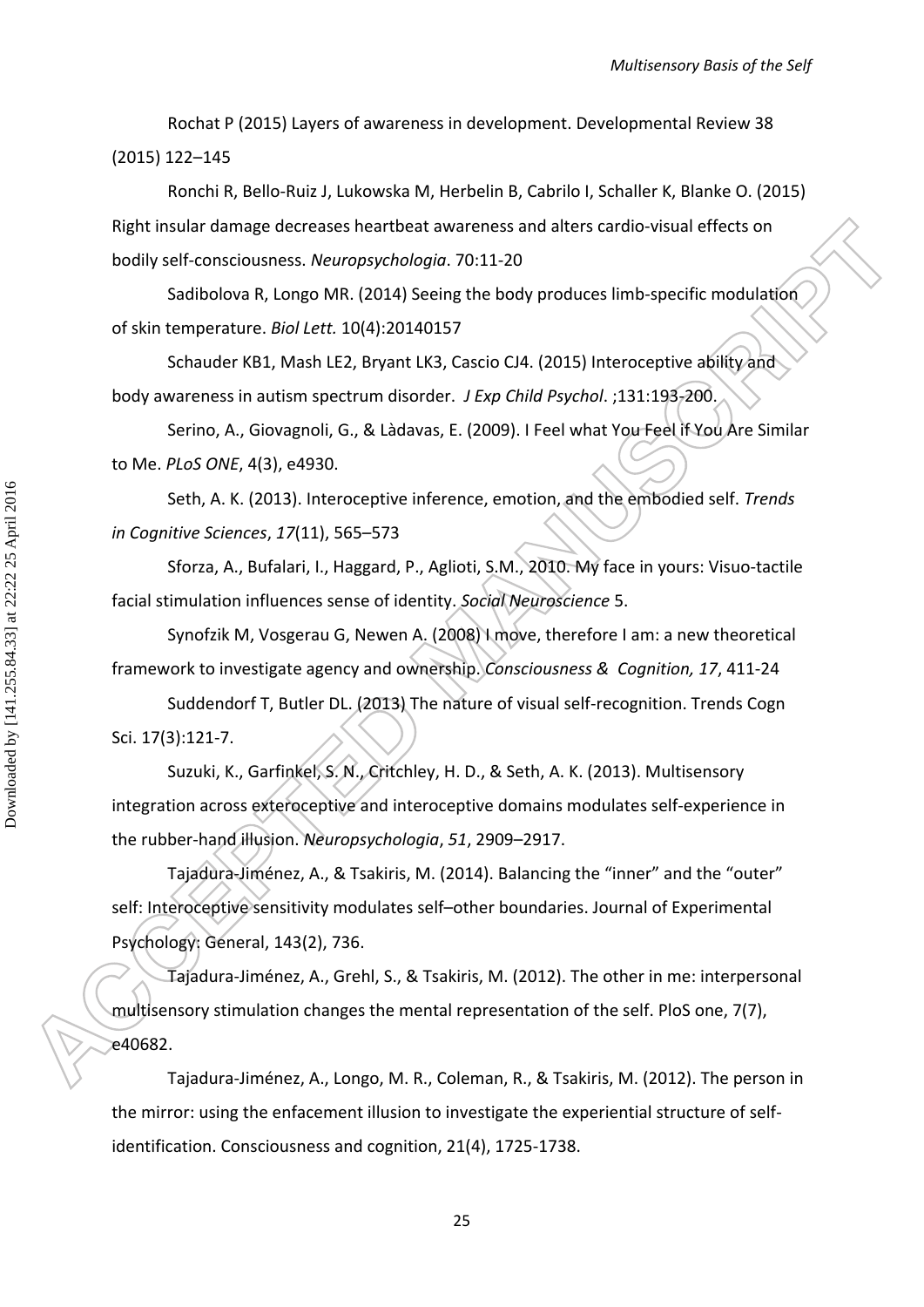Rochat P (2015) Layers of awareness in development. Developmental Review 38 (2015) 122–145

Ronchi R, Bello-Ruiz J, Lukowska M, Herbelin B, Cabrilo I, Schaller K, Blanke O. (2015) Right insular damage decreases heartbeat awareness and alters cardio-visual effects on bodily self-consciousness. *Neuropsychologia*. 70:11-20

Sadibolova R, Longo MR. (2014) Seeing the body produces limb-specific modulation of skin temperature. *Biol Lett.* 10(4):20140157

Schauder KB1, Mash LE2, Bryant LK3, Cascio CJ4. (2015) Interoceptive ability and body awareness in autism spectrum disorder. *J Exp Child Psychol*. ;131:193-200.

Serino, A., Giovagnoli, G., & Làdavas, E. (2009). I Feel what You Feel if You Are Similar to Me. *PLoS ONE*, 4(3), e4930.

Seth, A. K. (2013). Interoceptive inference, emotion, and the embodied self. *Trends in Cognitive Sciences*, *17*(11), 565–573

Sforza, A., Bufalari, I., Haggard, P., Aglioti, S.M., 2010. My face in yours: Visuo-tactile facial stimulation influences sense of identity. *Social Neuroscience* 5.

Synofzik M, Vosgerau G, Newen A. (2008) I move, therefore I am: a new theoretical framework to investigate agency and ownership. *Consciousness & Cognition, 17*, 411-24

Suddendorf T, Butler DL. (2013) The nature of visual self-recognition. Trends Cogn Sci. 17(3):121-7.

Suzuki, K., Garfinkel, S. N., Critchley, H. D., & Seth, A. K. (2013). Multisensory integration across exteroceptive and interoceptive domains modulates self-experience in the rubber-hand illusion. *Neuropsychologia*, *51*, 2909–2917.

Tajadura-Jiménez, A., & Tsakiris, M. (2014). Balancing the "inner" and the "outer" self: Interoceptive sensitivity modulates self–other boundaries. Journal of Experimental Psychology: General, 143(2), 736.

Tajadura-Jiménez, A., Grehl, S., & Tsakiris, M. (2012). The other in me: interpersonal multisensory stimulation changes the mental representation of the self. PloS one, 7(7), e40682.

Tajadura-Jiménez, A., Longo, M. R., Coleman, R., & Tsakiris, M. (2012). The person in the mirror: using the enfacement illusion to investigate the experiential structure of self-identification. Consciousness and cognition, 21(4), 1725-1738.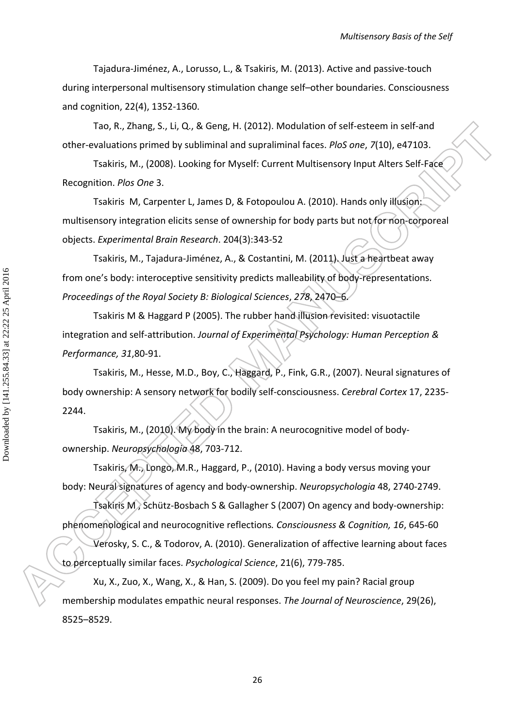Tajadura-Jiménez, A., Lorusso, L., & Tsakiris, M. (2013). Active and passive-touch during interpersonal multisensory stimulation change self–other boundaries. Consciousness and cognition, 22(4), 1352-1360.

Tao, R., Zhang, S., Li, Q., & Geng, H. (2012). Modulation of self-esteem in self-and other-evaluations primed by subliminal and supraliminal faces. *PloS one*, *7*(10), e47103.

Tsakiris, M., (2008). Looking for Myself: Current Multisensory Input Alters Self-Face Recognition. *Plos One* 3.

Tsakiris M, Carpenter L, James D, & Fotopoulou A. (2010). Hands only illusion: multisensory integration elicits sense of ownership for body parts but not for non-corporeal objects. *Experimental Brain Research*. 204(3):343-52

Tsakiris, M., Tajadura-Jiménez, A., & Costantini, M. (2011). Just a heartbeat away from one's body: interoceptive sensitivity predicts malleability of body-representations. *Proceedings of the Royal Society B: Biological Sciences*, *278*, 2470–6.

Tsakiris M & Haggard P (2005). The rubber hand illusion revisited: visuotactile integration and self-attribution. *Journal of Experimental Psychology: Human Perception & Performance, 31*,80-91.

Tsakiris, M., Hesse, M.D., Boy, C., Haggard, P., Fink, G.R., (2007). Neural signatures of body ownership: A sensory network for bodily self-consciousness. *Cerebral Cortex* 17, 2235-2244.

Tsakiris, M., (2010). My body in the brain: A neurocognitive model of body-ownership. *Neuropsychologia* 48, 703-712.

Tsakiris, M., Longo, M.R., Haggard, P., (2010). Having a body versus moving your body: Neural signatures of agency and body-ownership. *Neuropsychologia* 48, 2740-2749.

Tsakiris M , Schütz-Bosbach S & Gallagher S (2007) On agency and body-ownership: phenomenological and neurocognitive reflections*. Consciousness & Cognition, 16*, 645-60

Verosky, S. C., & Todorov, A. (2010). Generalization of affective learning about faces to perceptually similar faces. *Psychological Science*, 21(6), 779-785.

Xu, X., Zuo, X., Wang, X., & Han, S. (2009). Do you feel my pain? Racial group membership modulates empathic neural responses. *The Journal of Neuroscience*, 29(26), 8525–8529.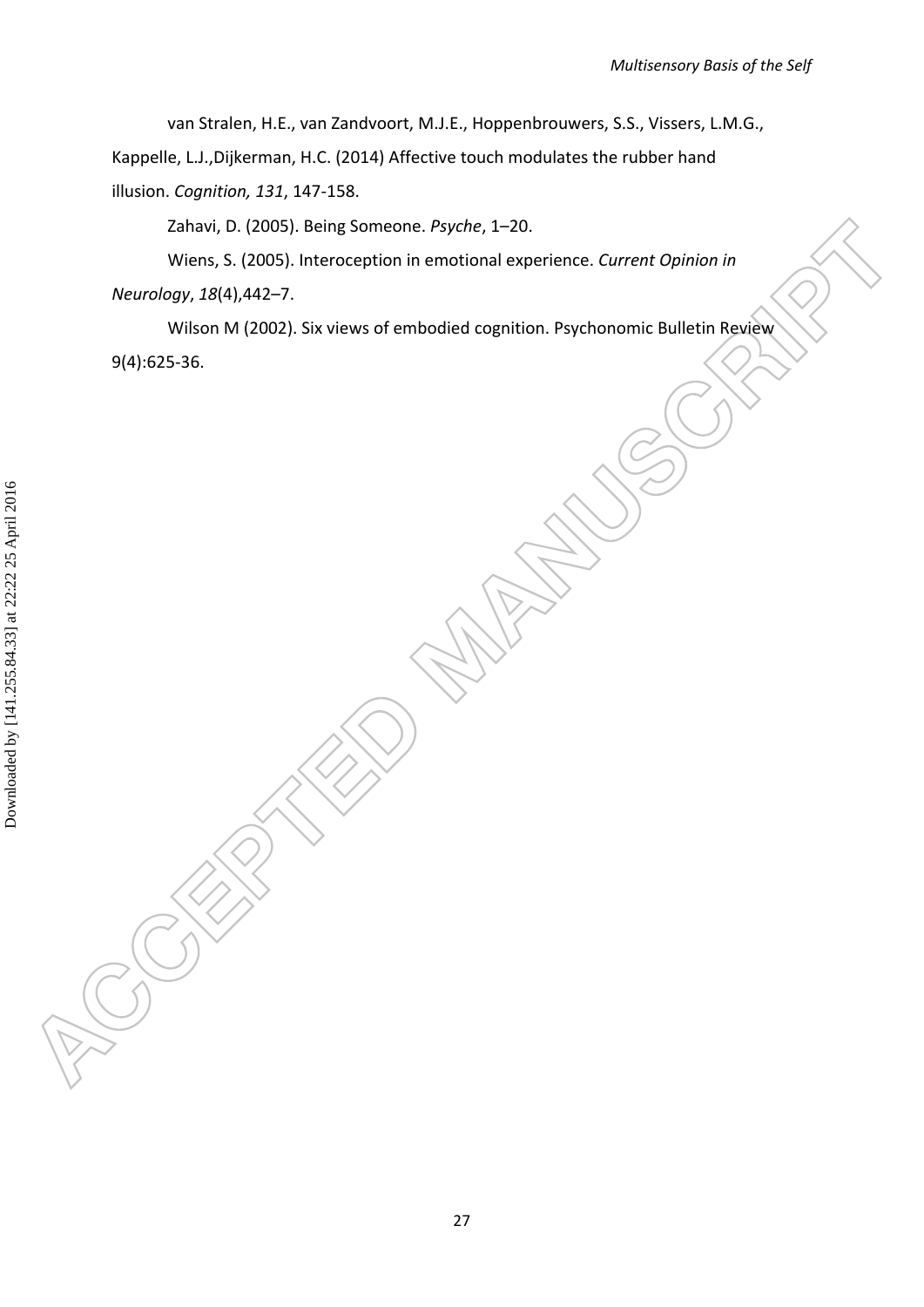van Stralen, H.E., van Zandvoort, M.J.E., Hoppenbrouwers, S.S., Vissers, L.M.G., Kappelle, L.J.,Dijkerman, H.C. (2014) Affective touch modulates the rubber hand illusion. *Cognition, 131*, 147-158.

Zahavi, D. (2005). Being Someone. *Psyche*, 1–20.

Wiens, S. (2005). Interoception in emotional experience. *Current Opinion in Neurology*, *18*(4),442–7.

Wilson M (2002). Six views of embodied cognition. Psychonomic Bulletin Review 9(4):625-36.